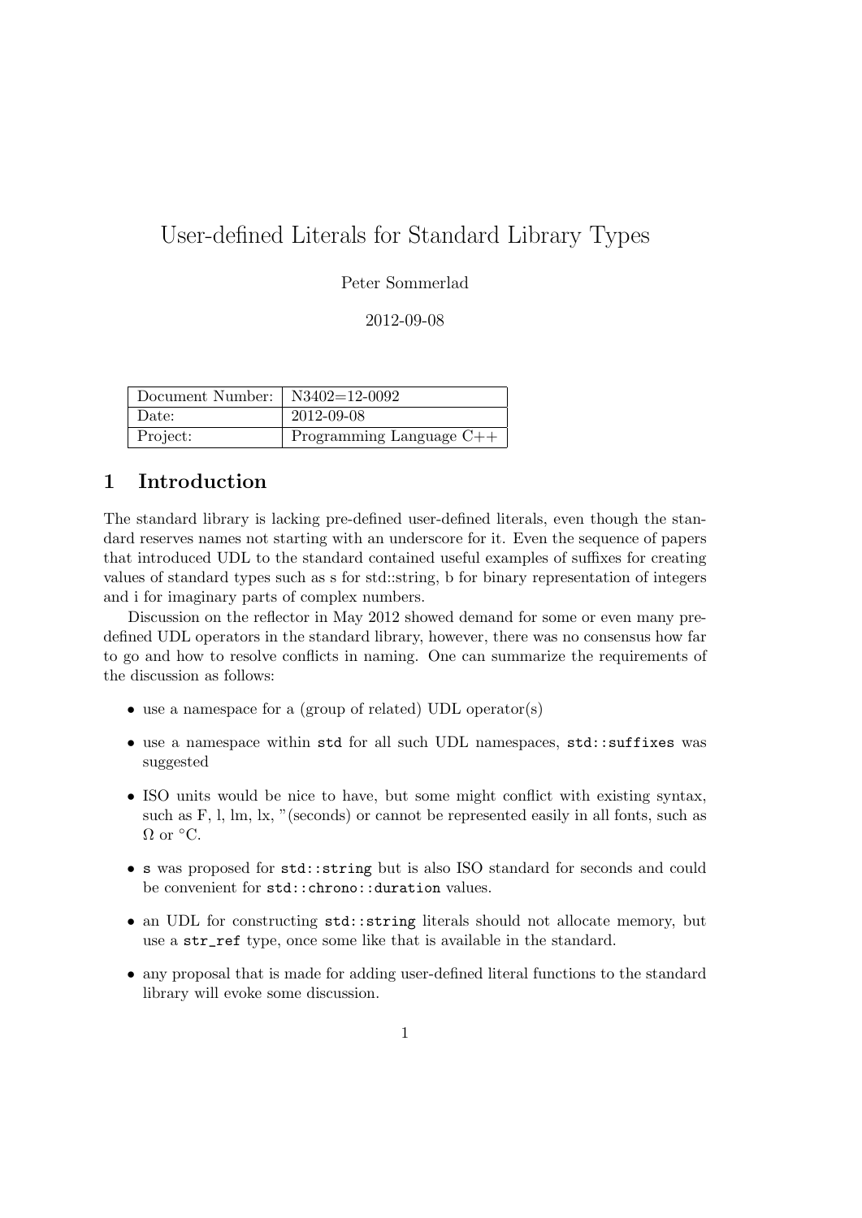// User-defined Literals for Standard Library Types

Peter Sommerlad

2012-09-08

| Document Number: | N3402=12-0092 |
|---|---|
| Date: | 2012-09-08 |
| Project: | Programming Language C++ |

## 1 Introduction

The standard library is lacking pre-defined user-defined literals, even though the standard reserves names not starting with an underscore for it. Even the sequence of papers that introduced UDL to the standard contained useful examples of suffixes for creating values of standard types such as s for std::string, b for binary representation of integers and i for imaginary parts of complex numbers.

Discussion on the reflector in May 2012 showed demand for some or even many predefined UDL operators in the standard library, however, there was no consensus how far to go and how to resolve conflicts in naming. One can summarize the requirements of the discussion as follows:

- use a namespace for a (group of related) UDL operator(s)
- use a namespace within `std` for all such UDL namespaces, `std::suffixes` was suggested
- ISO units would be nice to have, but some might conflict with existing syntax, such as F, l, lm, lx, "(seconds) or cannot be represented easily in all fonts, such as Ω or °C.
- `s` was proposed for `std::string` but is also ISO standard for seconds and could be convenient for `std::chrono::duration` values.
- an UDL for constructing `std::string` literals should not allocate memory, but use a `str_ref` type, once some like that is available in the standard.
- any proposal that is made for adding user-defined literal functions to the standard library will evoke some discussion.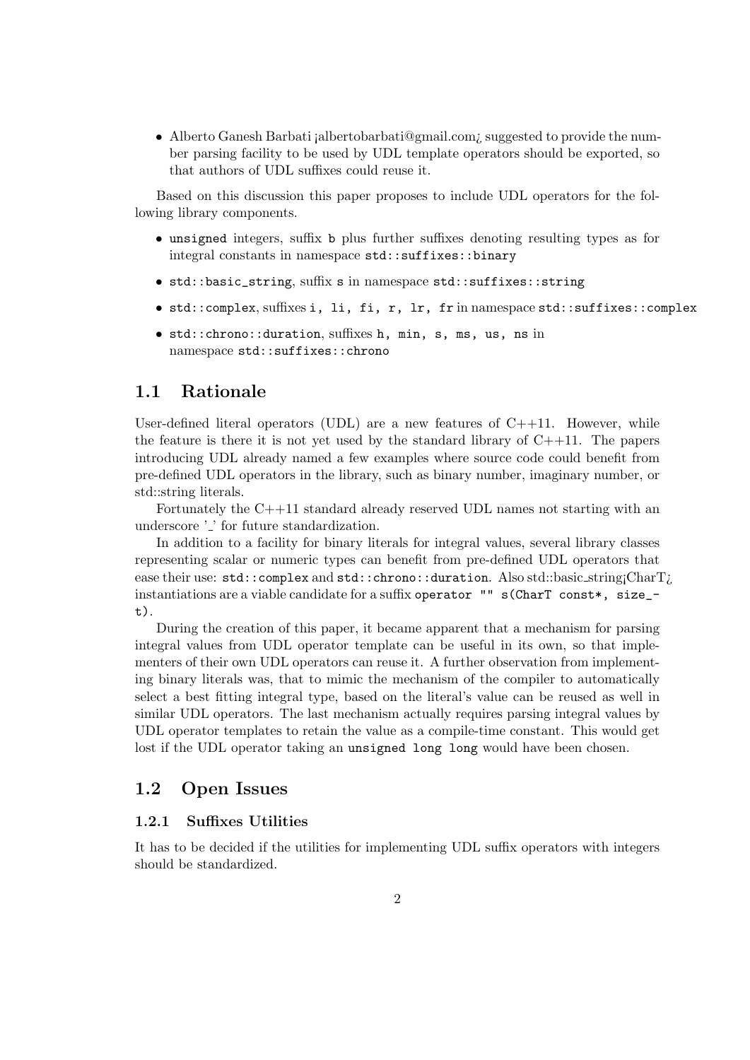- Alberto Ganesh Barbati ¡albertobarbati@gmail.com¿ suggested to provide the number parsing facility to be used by UDL template operators should be exported, so that authors of UDL suffixes could reuse it.

Based on this discussion this paper proposes to include UDL operators for the following library components.

- `unsigned` integers, suffix `b` plus further suffixes denoting resulting types as for integral constants in namespace `std::suffixes::binary`
- `std::basic_string`, suffix `s` in namespace `std::suffixes::string`
- `std::complex`, suffixes `i, li, fi, r, lr, fr` in namespace `std::suffixes::complex`
- `std::chrono::duration`, suffixes `h, min, s, ms, us, ns` in namespace `std::suffixes::chrono`

## 1.1 Rationale

User-defined literal operators (UDL) are a new features of C++11. However, while the feature is there it is not yet used by the standard library of C++11. The papers introducing UDL already named a few examples where source code could benefit from pre-defined UDL operators in the library, such as binary number, imaginary number, or std::string literals.

Fortunately the C++11 standard already reserved UDL names not starting with an underscore '_' for future standardization.

In addition to a facility for binary literals for integral values, several library classes representing scalar or numeric types can benefit from pre-defined UDL operators that ease their use: `std::complex` and `std::chrono::duration`. Also std::basic_string¡CharT¿ instantiations are a viable candidate for a suffix `operator "" s(CharT const*, size_t)`.

During the creation of this paper, it became apparent that a mechanism for parsing integral values from UDL operator template can be useful in its own, so that implementers of their own UDL operators can reuse it. A further observation from implementing binary literals was, that to mimic the mechanism of the compiler to automatically select a best fitting integral type, based on the literal's value can be reused as well in similar UDL operators. The last mechanism actually requires parsing integral values by UDL operator templates to retain the value as a compile-time constant. This would get lost if the UDL operator taking an `unsigned long long` would have been chosen.

## 1.2 Open Issues

### 1.2.1 Suffixes Utilities

It has to be decided if the utilities for implementing UDL suffix operators with integers should be standardized.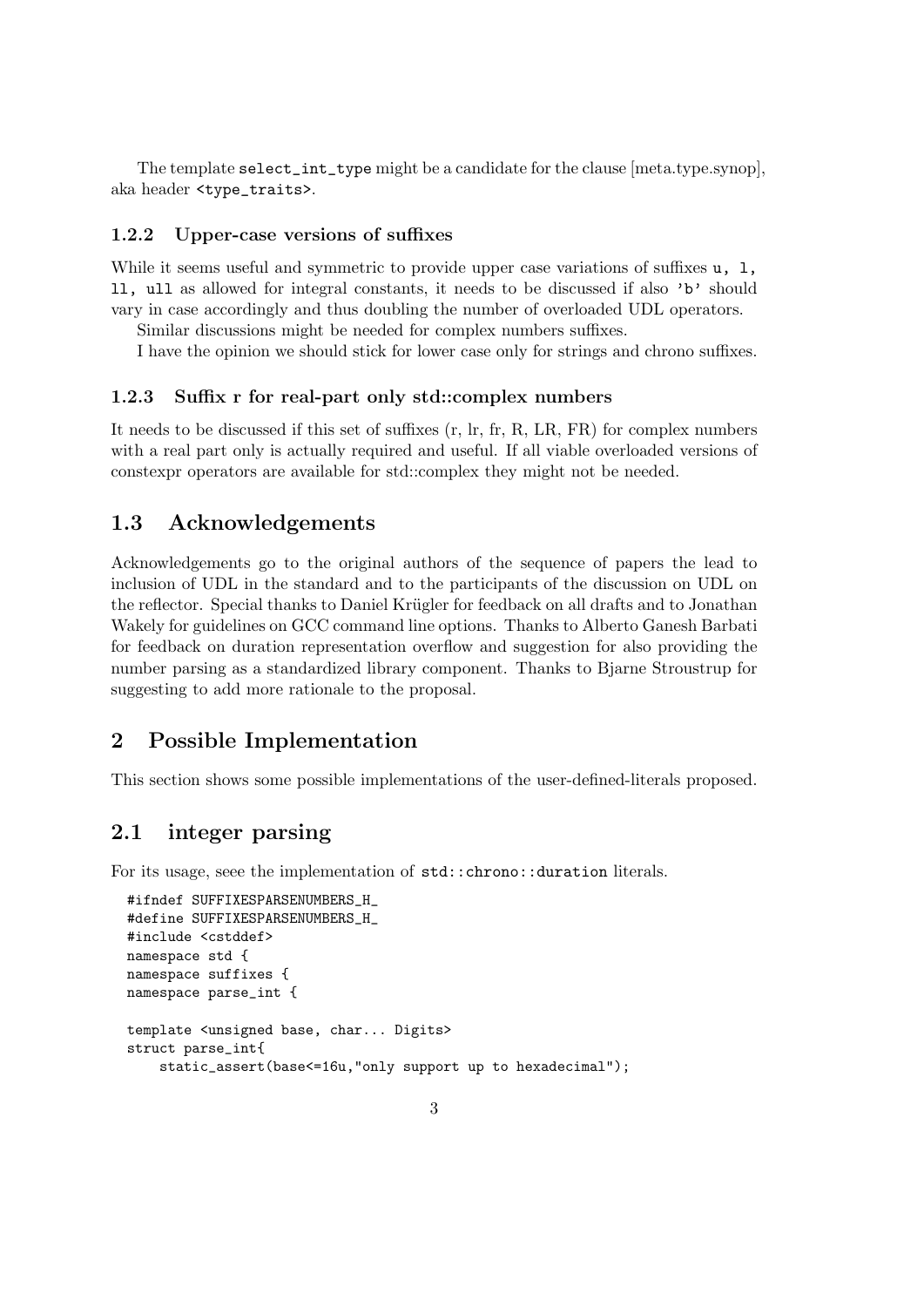The template `select_int_type` might be a candidate for the clause [meta.type.synop], aka header `<type_traits>`.

### 1.2.2 Upper-case versions of suffixes

While it seems useful and symmetric to provide upper case variations of suffixes `u, l, ll, ull` as allowed for integral constants, it needs to be discussed if also `'b'` should vary in case accordingly and thus doubling the number of overloaded UDL operators.

Similar discussions might be needed for complex numbers suffixes.

I have the opinion we should stick for lower case only for strings and chrono suffixes.

### 1.2.3 Suffix r for real-part only std::complex numbers

It needs to be discussed if this set of suffixes (r, lr, fr, R, LR, FR) for complex numbers with a real part only is actually required and useful. If all viable overloaded versions of constexpr operators are available for std::complex they might not be needed.

## 1.3 Acknowledgements

Acknowledgements go to the original authors of the sequence of papers the lead to inclusion of UDL in the standard and to the participants of the discussion on UDL on the reflector. Special thanks to Daniel Krügler for feedback on all drafts and to Jonathan Wakely for guidelines on GCC command line options. Thanks to Alberto Ganesh Barbati for feedback on duration representation overflow and suggestion for also providing the number parsing as a standardized library component. Thanks to Bjarne Stroustrup for suggesting to add more rationale to the proposal.

# 2 Possible Implementation

This section shows some possible implementations of the user-defined-literals proposed.

## 2.1 integer parsing

For its usage, seee the implementation of `std::chrono::duration` literals.

```
#ifndef SUFFIXESPARSENUMBERS_H_
#define SUFFIXESPARSENUMBERS_H_
#include <cstddef>
namespace std {
namespace suffixes {
namespace parse_int {

template <unsigned base, char... Digits>
struct parse_int{
    static_assert(base<=16u,"only support up to hexadecimal");
```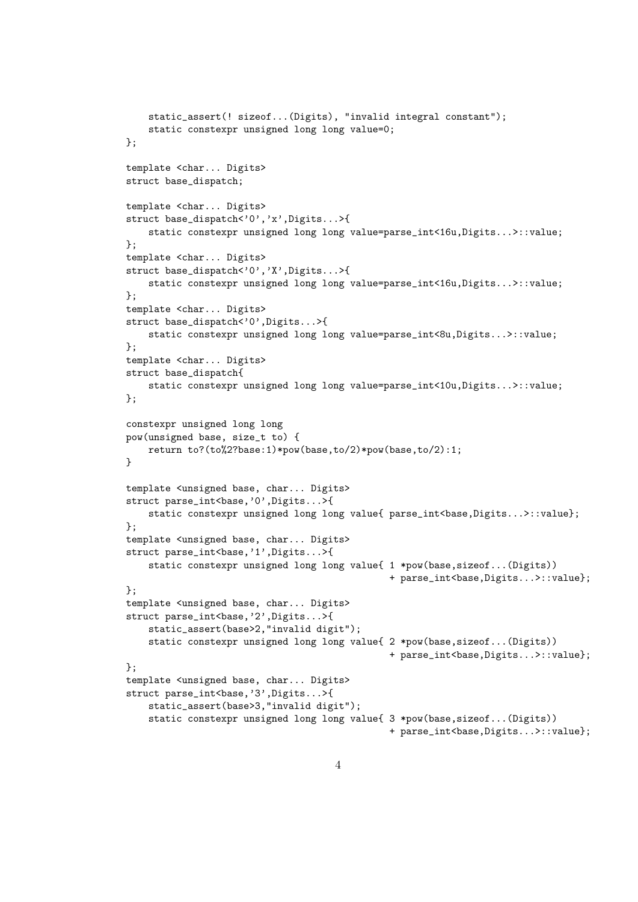```
    static_assert(! sizeof...(Digits), "invalid integral constant");
    static constexpr unsigned long long value=0;
};

template <char... Digits>
struct base_dispatch;

template <char... Digits>
struct base_dispatch<'0','x',Digits...>{
    static constexpr unsigned long long value=parse_int<16u,Digits...>::value;
};
template <char... Digits>
struct base_dispatch<'0','X',Digits...>{
    static constexpr unsigned long long value=parse_int<16u,Digits...>::value;
};
template <char... Digits>
struct base_dispatch<'0',Digits...>{
    static constexpr unsigned long long value=parse_int<8u,Digits...>::value;
};
template <char... Digits>
struct base_dispatch{
    static constexpr unsigned long long value=parse_int<10u,Digits...>::value;
};

constexpr unsigned long long
pow(unsigned base, size_t to) {
    return to?(to%2?base:1)*pow(base,to/2)*pow(base,to/2):1;
}

template <unsigned base, char... Digits>
struct parse_int<base,'0',Digits...>{
    static constexpr unsigned long long value{ parse_int<base,Digits...>::value};
};
template <unsigned base, char... Digits>
struct parse_int<base,'1',Digits...>{
    static constexpr unsigned long long value{ 1 *pow(base,sizeof...(Digits))
                                             + parse_int<base,Digits...>::value};
};
template <unsigned base, char... Digits>
struct parse_int<base,'2',Digits...>{
    static_assert(base>2,"invalid digit");
    static constexpr unsigned long long value{ 2 *pow(base,sizeof...(Digits))
                                             + parse_int<base,Digits...>::value};
};
template <unsigned base, char... Digits>
struct parse_int<base,'3',Digits...>{
    static_assert(base>3,"invalid digit");
    static constexpr unsigned long long value{ 3 *pow(base,sizeof...(Digits))
                                             + parse_int<base,Digits...>::value};
```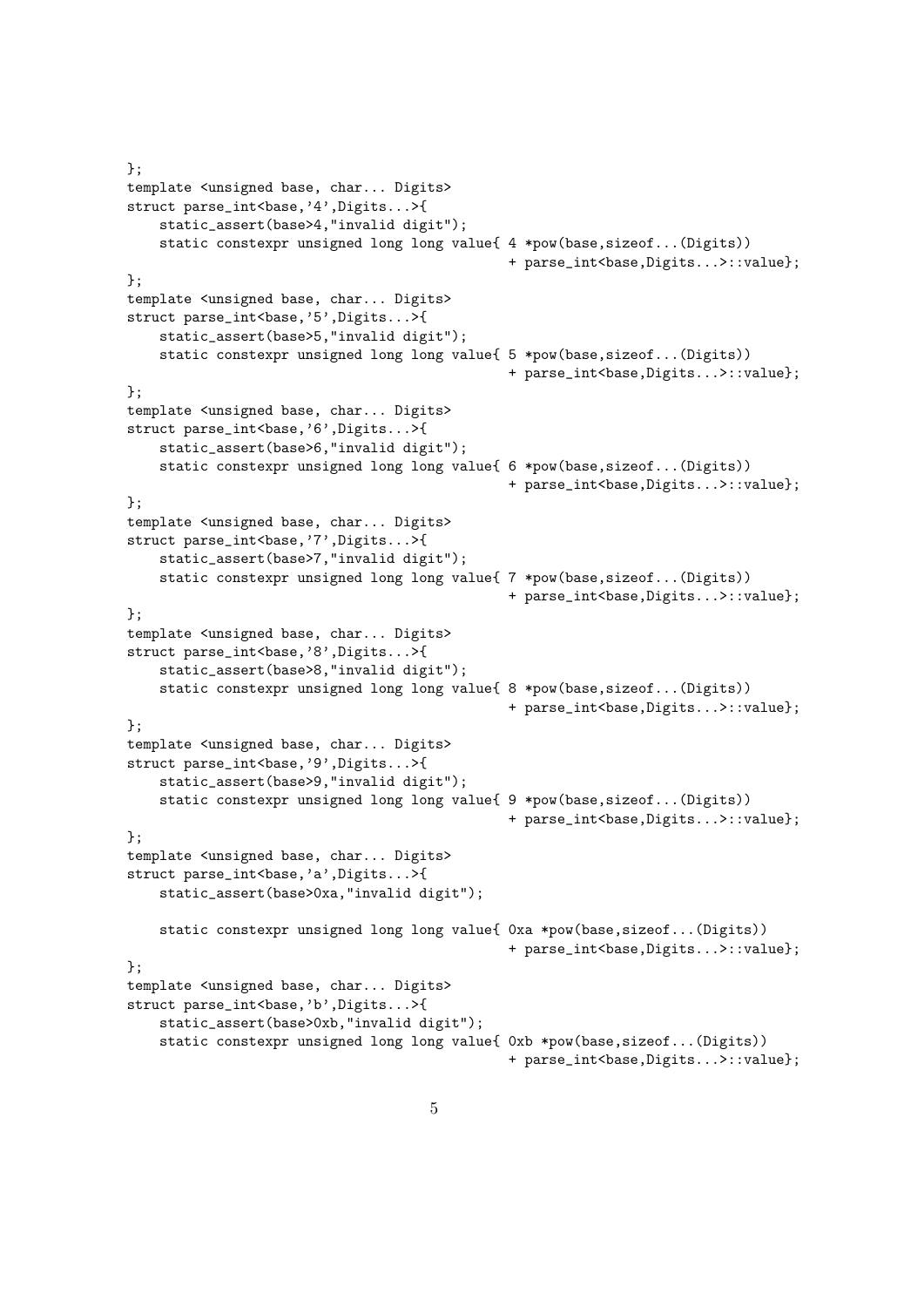```
};
template <unsigned base, char... Digits>
struct parse_int<base,'4',Digits...>{
    static_assert(base>4,"invalid digit");
    static constexpr unsigned long long value{ 4 *pow(base,sizeof...(Digits))
                                              + parse_int<base,Digits...>::value};
};
template <unsigned base, char... Digits>
struct parse_int<base,'5',Digits...>{
    static_assert(base>5,"invalid digit");
    static constexpr unsigned long long value{ 5 *pow(base,sizeof...(Digits))
                                              + parse_int<base,Digits...>::value};
};
template <unsigned base, char... Digits>
struct parse_int<base,'6',Digits...>{
    static_assert(base>6,"invalid digit");
    static constexpr unsigned long long value{ 6 *pow(base,sizeof...(Digits))
                                              + parse_int<base,Digits...>::value};
};
template <unsigned base, char... Digits>
struct parse_int<base,'7',Digits...>{
    static_assert(base>7,"invalid digit");
    static constexpr unsigned long long value{ 7 *pow(base,sizeof...(Digits))
                                              + parse_int<base,Digits...>::value};
};
template <unsigned base, char... Digits>
struct parse_int<base,'8',Digits...>{
    static_assert(base>8,"invalid digit");
    static constexpr unsigned long long value{ 8 *pow(base,sizeof...(Digits))
                                              + parse_int<base,Digits...>::value};
};
template <unsigned base, char... Digits>
struct parse_int<base,'9',Digits...>{
    static_assert(base>9,"invalid digit");
    static constexpr unsigned long long value{ 9 *pow(base,sizeof...(Digits))
                                              + parse_int<base,Digits...>::value};
};
template <unsigned base, char... Digits>
struct parse_int<base,'a',Digits...>{
    static_assert(base>0xa,"invalid digit");

    static constexpr unsigned long long value{ 0xa *pow(base,sizeof...(Digits))
                                              + parse_int<base,Digits...>::value};
};
template <unsigned base, char... Digits>
struct parse_int<base,'b',Digits...>{
    static_assert(base>0xb,"invalid digit");
    static constexpr unsigned long long value{ 0xb *pow(base,sizeof...(Digits))
                                              + parse_int<base,Digits...>::value};
```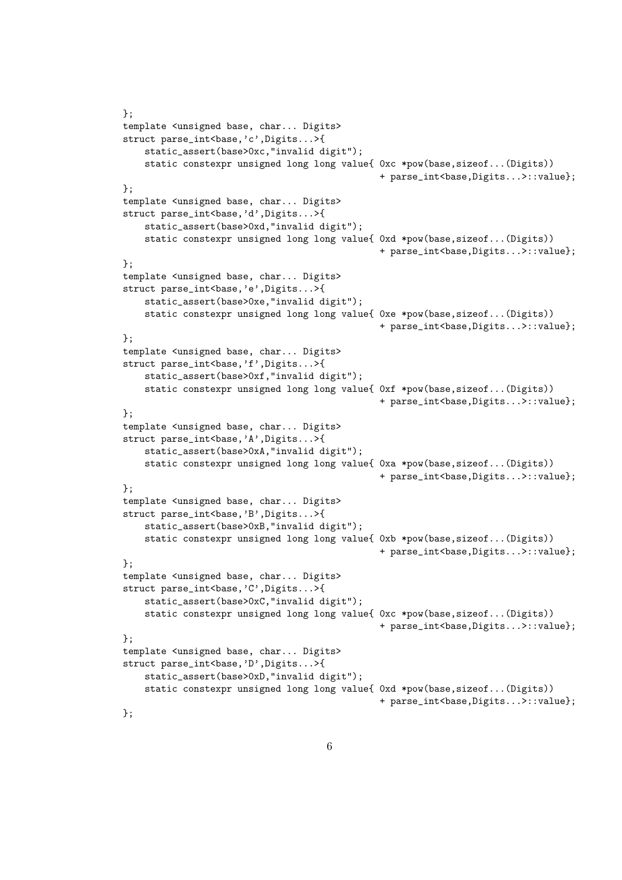```
};
template <unsigned base, char... Digits>
struct parse_int<base,'c',Digits...>{
    static_assert(base>0xc,"invalid digit");
    static constexpr unsigned long long value{ 0xc *pow(base,sizeof...(Digits))
                                              + parse_int<base,Digits...>::value};
};
template <unsigned base, char... Digits>
struct parse_int<base,'d',Digits...>{
    static_assert(base>0xd,"invalid digit");
    static constexpr unsigned long long value{ 0xd *pow(base,sizeof...(Digits))
                                              + parse_int<base,Digits...>::value};
};
template <unsigned base, char... Digits>
struct parse_int<base,'e',Digits...>{
    static_assert(base>0xe,"invalid digit");
    static constexpr unsigned long long value{ 0xe *pow(base,sizeof...(Digits))
                                              + parse_int<base,Digits...>::value};
};
template <unsigned base, char... Digits>
struct parse_int<base,'f',Digits...>{
    static_assert(base>0xf,"invalid digit");
    static constexpr unsigned long long value{ 0xf *pow(base,sizeof...(Digits))
                                              + parse_int<base,Digits...>::value};
};
template <unsigned base, char... Digits>
struct parse_int<base,'A',Digits...>{
    static_assert(base>0xA,"invalid digit");
    static constexpr unsigned long long value{ 0xa *pow(base,sizeof...(Digits))
                                              + parse_int<base,Digits...>::value};
};
template <unsigned base, char... Digits>
struct parse_int<base,'B',Digits...>{
    static_assert(base>0xB,"invalid digit");
    static constexpr unsigned long long value{ 0xb *pow(base,sizeof...(Digits))
                                              + parse_int<base,Digits...>::value};
};
template <unsigned base, char... Digits>
struct parse_int<base,'C',Digits...>{
    static_assert(base>0xC,"invalid digit");
    static constexpr unsigned long long value{ 0xc *pow(base,sizeof...(Digits))
                                              + parse_int<base,Digits...>::value};
};
template <unsigned base, char... Digits>
struct parse_int<base,'D',Digits...>{
    static_assert(base>0xD,"invalid digit");
    static constexpr unsigned long long value{ 0xd *pow(base,sizeof...(Digits))
                                              + parse_int<base,Digits...>::value};
};
```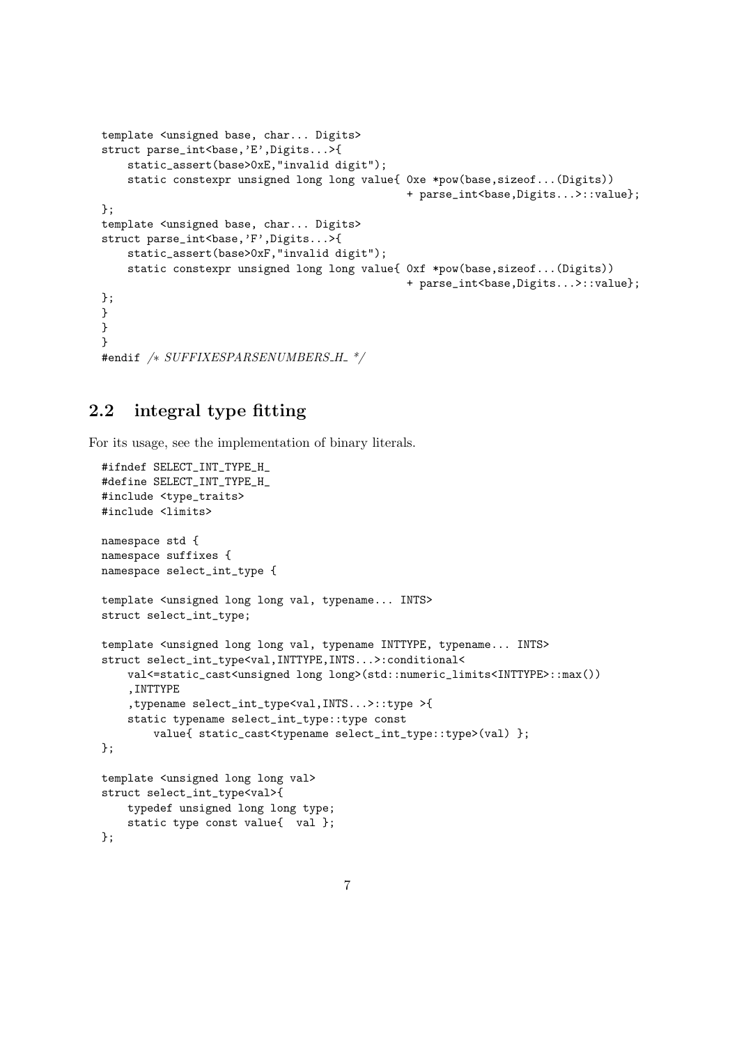```
template <unsigned base, char... Digits>
struct parse_int<base,'E',Digits...>{
    static_assert(base>0xE,"invalid digit");
    static constexpr unsigned long long value{ 0xe *pow(base,sizeof...(Digits))
                                            + parse_int<base,Digits...>::value};
};
template <unsigned base, char... Digits>
struct parse_int<base,'F',Digits...>{
    static_assert(base>0xF,"invalid digit");
    static constexpr unsigned long long value{ 0xf *pow(base,sizeof...(Digits))
                                            + parse_int<base,Digits...>::value};
};
}
}
}
#endif /* SUFFIXESPARSENUMBERS_H_ */
```

## 2.2 integral type fitting

For its usage, see the implementation of binary literals.

```
#ifndef SELECT_INT_TYPE_H_
#define SELECT_INT_TYPE_H_
#include <type_traits>
#include <limits>

namespace std {
namespace suffixes {
namespace select_int_type {

template <unsigned long long val, typename... INTS>
struct select_int_type;

template <unsigned long long val, typename INTTYPE, typename... INTS>
struct select_int_type<val,INTTYPE,INTS...>:conditional<
    val<=static_cast<unsigned long long>(std::numeric_limits<INTTYPE>::max())
    ,INTTYPE
    ,typename select_int_type<val,INTS...>::type >{
    static typename select_int_type::type const
        value{ static_cast<typename select_int_type::type>(val) };
};

template <unsigned long long val>
struct select_int_type<val>{
    typedef unsigned long long type;
    static type const value{  val };
};
```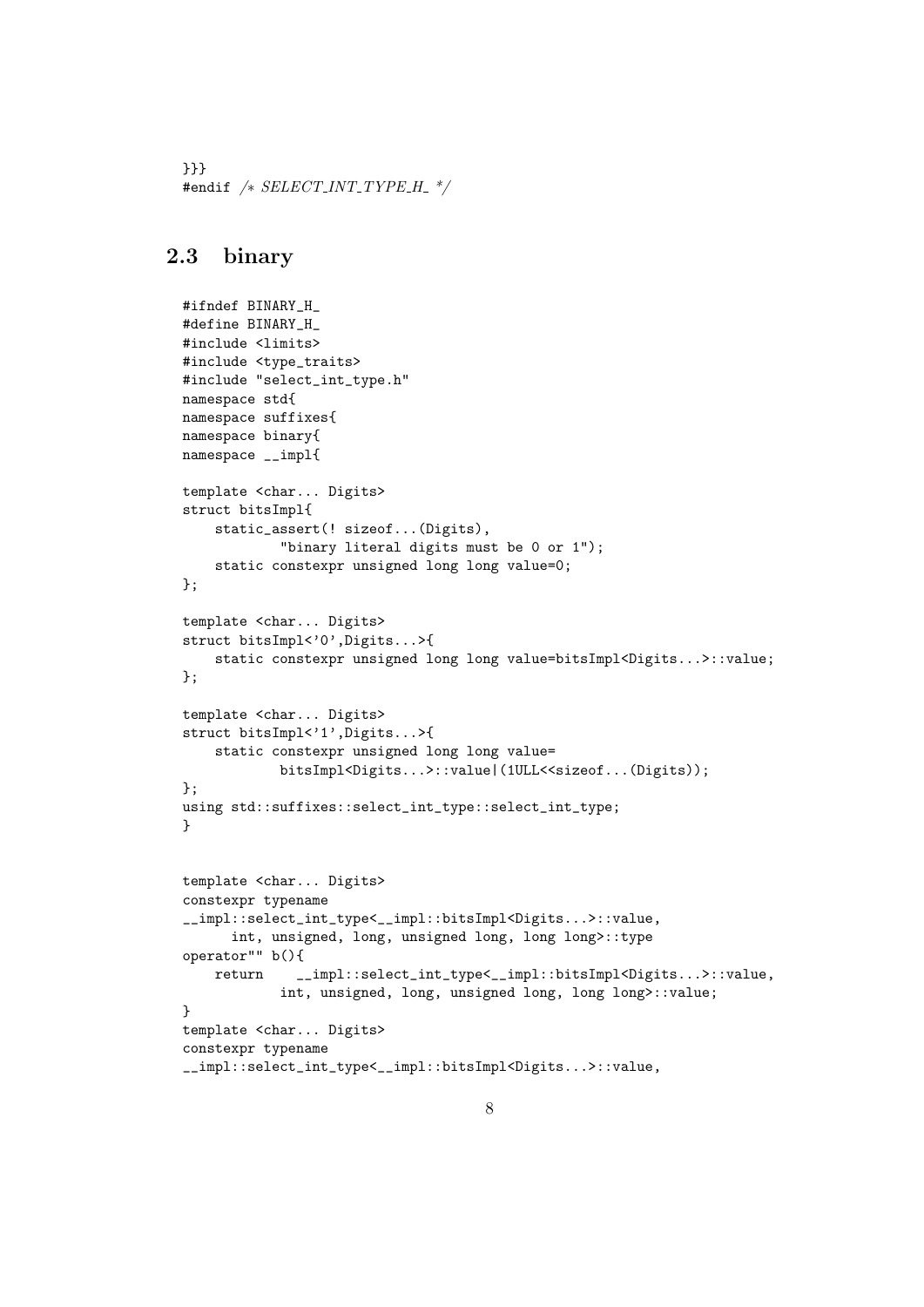```
}}}
#endif /* SELECT_INT_TYPE_H_ */
```

## 2.3 binary

```
#ifndef BINARY_H_
#define BINARY_H_
#include <limits>
#include <type_traits>
#include "select_int_type.h"
namespace std{
namespace suffixes{
namespace binary{
namespace __impl{

template <char... Digits>
struct bitsImpl{
    static_assert(! sizeof...(Digits),
            "binary literal digits must be 0 or 1");
    static constexpr unsigned long long value=0;
};

template <char... Digits>
struct bitsImpl<'0',Digits...>{
    static constexpr unsigned long long value=bitsImpl<Digits...>::value;
};

template <char... Digits>
struct bitsImpl<'1',Digits...>{
    static constexpr unsigned long long value=
            bitsImpl<Digits...>::value|(1ULL<<sizeof...(Digits));
};
using std::suffixes::select_int_type::select_int_type;
}


template <char... Digits>
constexpr typename
__impl::select_int_type<__impl::bitsImpl<Digits...>::value,
      int, unsigned, long, unsigned long, long long>::type
operator"" b(){
    return    __impl::select_int_type<__impl::bitsImpl<Digits...>::value,
            int, unsigned, long, unsigned long, long long>::value;
}
template <char... Digits>
constexpr typename
__impl::select_int_type<__impl::bitsImpl<Digits...>::value,
```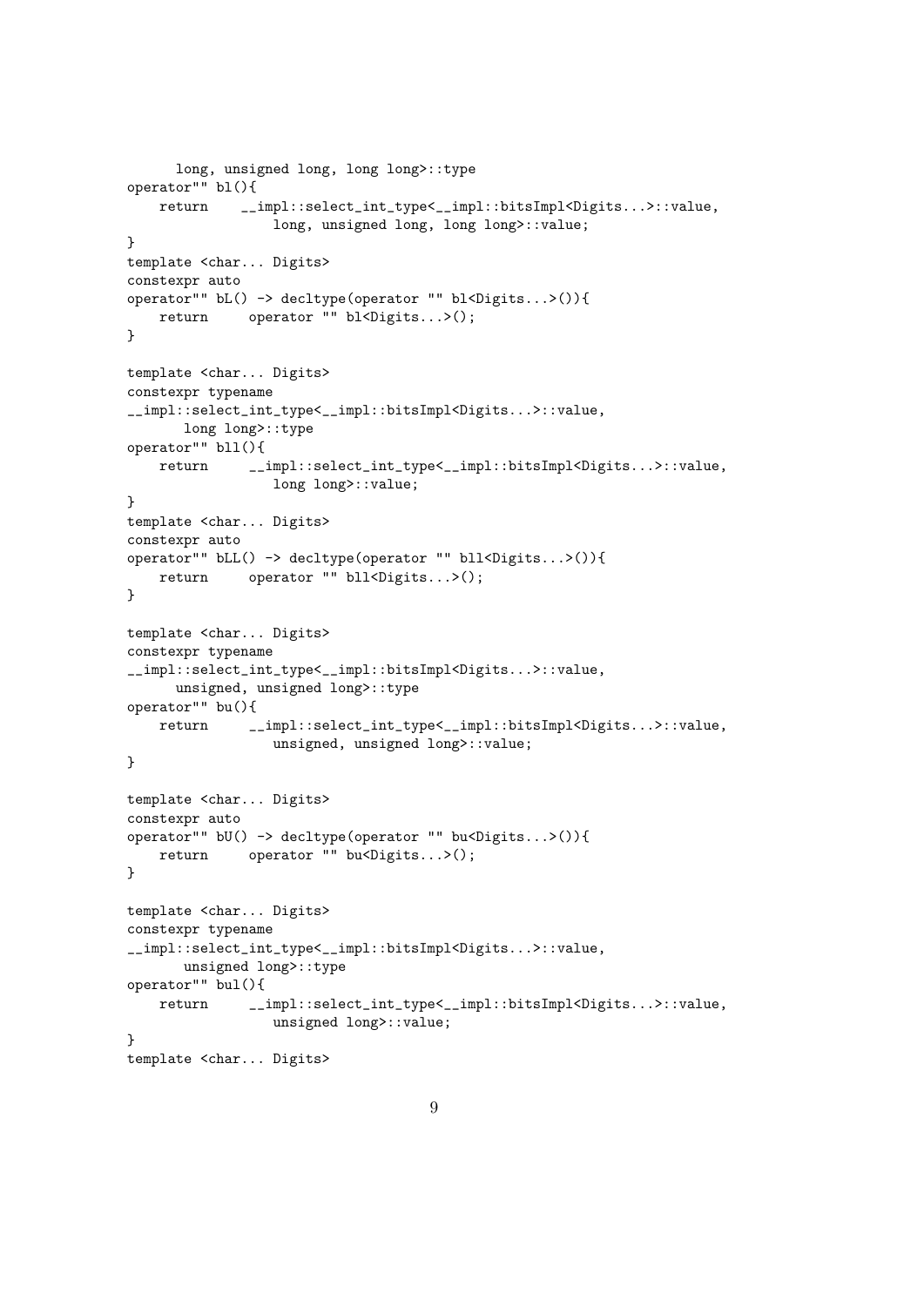```
      long, unsigned long, long long>::type
operator"" bl(){
    return    __impl::select_int_type<__impl::bitsImpl<Digits...>::value,
                long, unsigned long, long long>::value;
}
template <char... Digits>
constexpr auto
operator"" bL() -> decltype(operator "" bl<Digits...>()){
    return     operator "" bl<Digits...>();
}

template <char... Digits>
constexpr typename
__impl::select_int_type<__impl::bitsImpl<Digits...>::value,
       long long>::type
operator"" bll(){
    return     __impl::select_int_type<__impl::bitsImpl<Digits...>::value,
                long long>::value;
}
template <char... Digits>
constexpr auto
operator"" bLL() -> decltype(operator "" bll<Digits...>()){
    return     operator "" bll<Digits...>();
}

template <char... Digits>
constexpr typename
__impl::select_int_type<__impl::bitsImpl<Digits...>::value,
      unsigned, unsigned long>::type
operator"" bu(){
    return     __impl::select_int_type<__impl::bitsImpl<Digits...>::value,
                unsigned, unsigned long>::value;
}

template <char... Digits>
constexpr auto
operator"" bU() -> decltype(operator "" bu<Digits...>()){
    return     operator "" bu<Digits...>();
}

template <char... Digits>
constexpr typename
__impl::select_int_type<__impl::bitsImpl<Digits...>::value,
       unsigned long>::type
operator"" bul(){
    return     __impl::select_int_type<__impl::bitsImpl<Digits...>::value,
                unsigned long>::value;
}
template <char... Digits>
```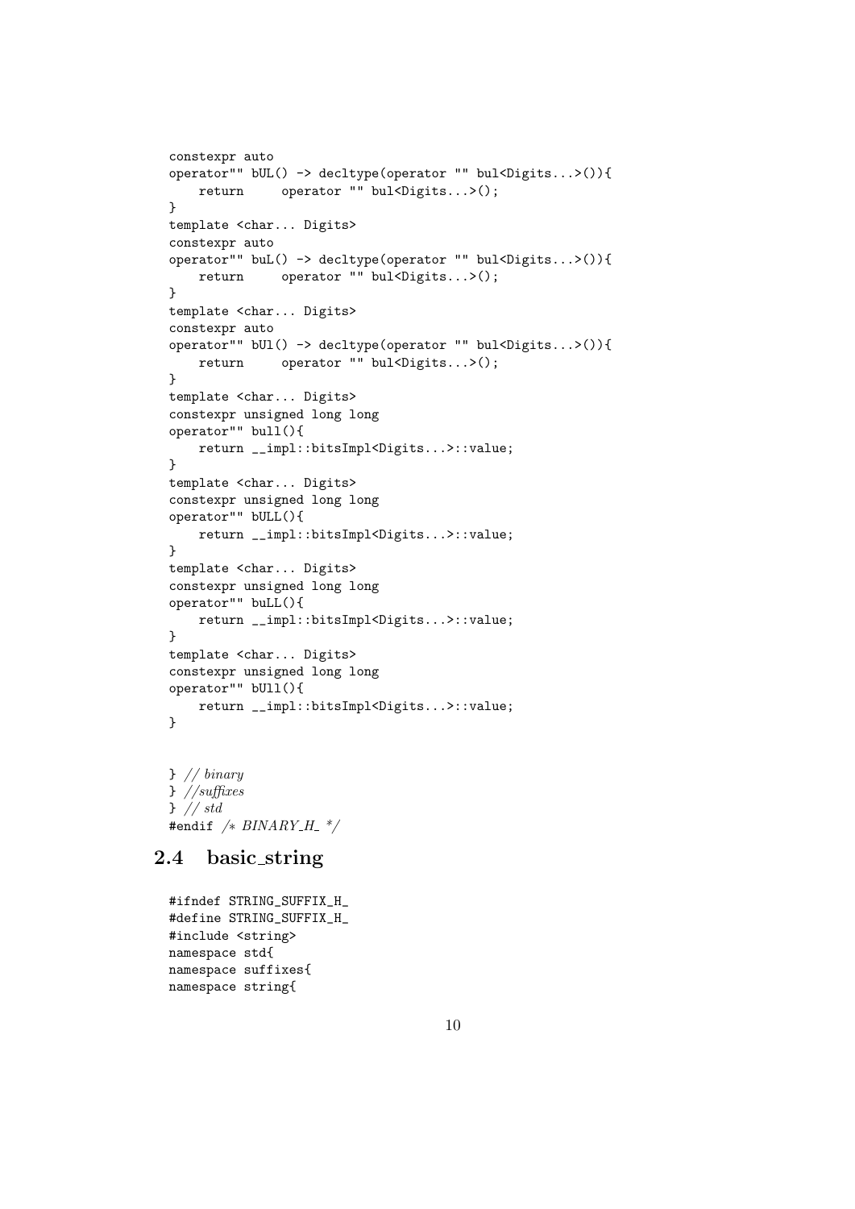```
constexpr auto
operator"" bUL() -> decltype(operator "" bul<Digits...>()){
    return     operator "" bul<Digits...>();
}
template <char... Digits>
constexpr auto
operator"" buL() -> decltype(operator "" bul<Digits...>()){
    return     operator "" bul<Digits...>();
}
template <char... Digits>
constexpr auto
operator"" bUl() -> decltype(operator "" bul<Digits...>()){
    return     operator "" bul<Digits...>();
}
template <char... Digits>
constexpr unsigned long long
operator"" bull(){
    return __impl::bitsImpl<Digits...>::value;
}
template <char... Digits>
constexpr unsigned long long
operator"" bULL(){
    return __impl::bitsImpl<Digits...>::value;
}
template <char... Digits>
constexpr unsigned long long
operator"" buLL(){
    return __impl::bitsImpl<Digits...>::value;
}
template <char... Digits>
constexpr unsigned long long
operator"" bUll(){
    return __impl::bitsImpl<Digits...>::value;
}


} // binary
} //suffixes
} // std
#endif /* BINARY_H_ */
```

## 2.4 basic_string

```
#ifndef STRING_SUFFIX_H_
#define STRING_SUFFIX_H_
#include <string>
namespace std{
namespace suffixes{
namespace string{
```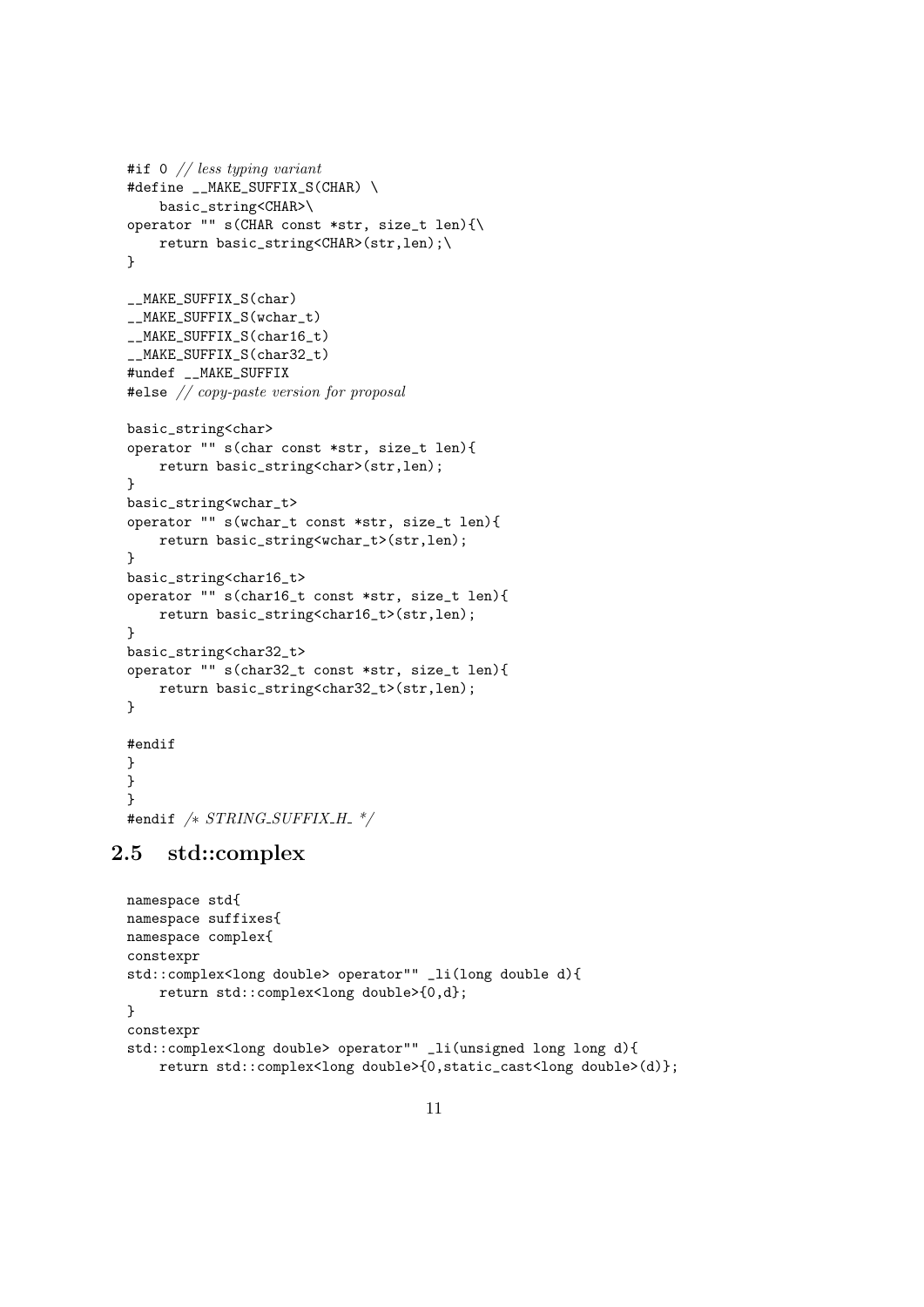```
#if 0 // less typing variant
#define __MAKE_SUFFIX_S(CHAR) \
    basic_string<CHAR>\
operator "" s(CHAR const *str, size_t len){\
    return basic_string<CHAR>(str,len);\
}

__MAKE_SUFFIX_S(char)
__MAKE_SUFFIX_S(wchar_t)
__MAKE_SUFFIX_S(char16_t)
__MAKE_SUFFIX_S(char32_t)
#undef __MAKE_SUFFIX
#else // copy-paste version for proposal

basic_string<char>
operator "" s(char const *str, size_t len){
    return basic_string<char>(str,len);
}
basic_string<wchar_t>
operator "" s(wchar_t const *str, size_t len){
    return basic_string<wchar_t>(str,len);
}
basic_string<char16_t>
operator "" s(char16_t const *str, size_t len){
    return basic_string<char16_t>(str,len);
}
basic_string<char32_t>
operator "" s(char32_t const *str, size_t len){
    return basic_string<char32_t>(str,len);
}

#endif
}
}
}
#endif /* STRING_SUFFIX_H_ */
```

## 2.5 std::complex

```
namespace std{
namespace suffixes{
namespace complex{
constexpr
std::complex<long double> operator"" _li(long double d){
    return std::complex<long double>{0,d};
}
constexpr
std::complex<long double> operator"" _li(unsigned long long d){
    return std::complex<long double>{0,static_cast<long double>(d)};
```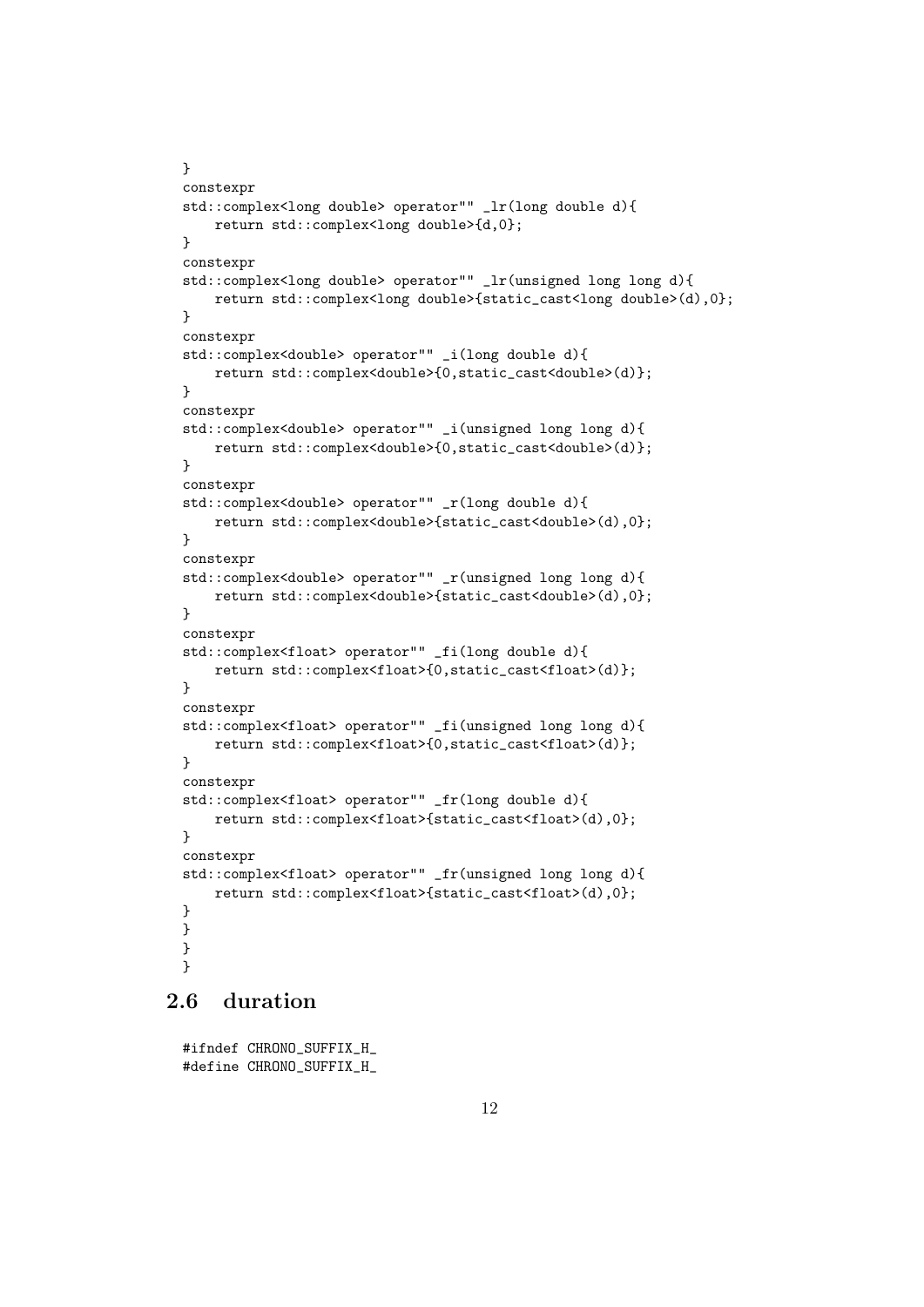```
}
constexpr
std::complex<long double> operator"" _lr(long double d){
    return std::complex<long double>{d,0};
}
constexpr
std::complex<long double> operator"" _lr(unsigned long long d){
    return std::complex<long double>{static_cast<long double>(d),0};
}
constexpr
std::complex<double> operator"" _i(long double d){
    return std::complex<double>{0,static_cast<double>(d)};
}
constexpr
std::complex<double> operator"" _i(unsigned long long d){
    return std::complex<double>{0,static_cast<double>(d)};
}
constexpr
std::complex<double> operator"" _r(long double d){
    return std::complex<double>{static_cast<double>(d),0};
}
constexpr
std::complex<double> operator"" _r(unsigned long long d){
    return std::complex<double>{static_cast<double>(d),0};
}
constexpr
std::complex<float> operator"" _fi(long double d){
    return std::complex<float>{0,static_cast<float>(d)};
}
constexpr
std::complex<float> operator"" _fi(unsigned long long d){
    return std::complex<float>{0,static_cast<float>(d)};
}
constexpr
std::complex<float> operator"" _fr(long double d){
    return std::complex<float>{static_cast<float>(d),0};
}
constexpr
std::complex<float> operator"" _fr(unsigned long long d){
    return std::complex<float>{static_cast<float>(d),0};
}
}
}
}
```

## 2.6 duration

```
#ifndef CHRONO_SUFFIX_H_
#define CHRONO_SUFFIX_H_
```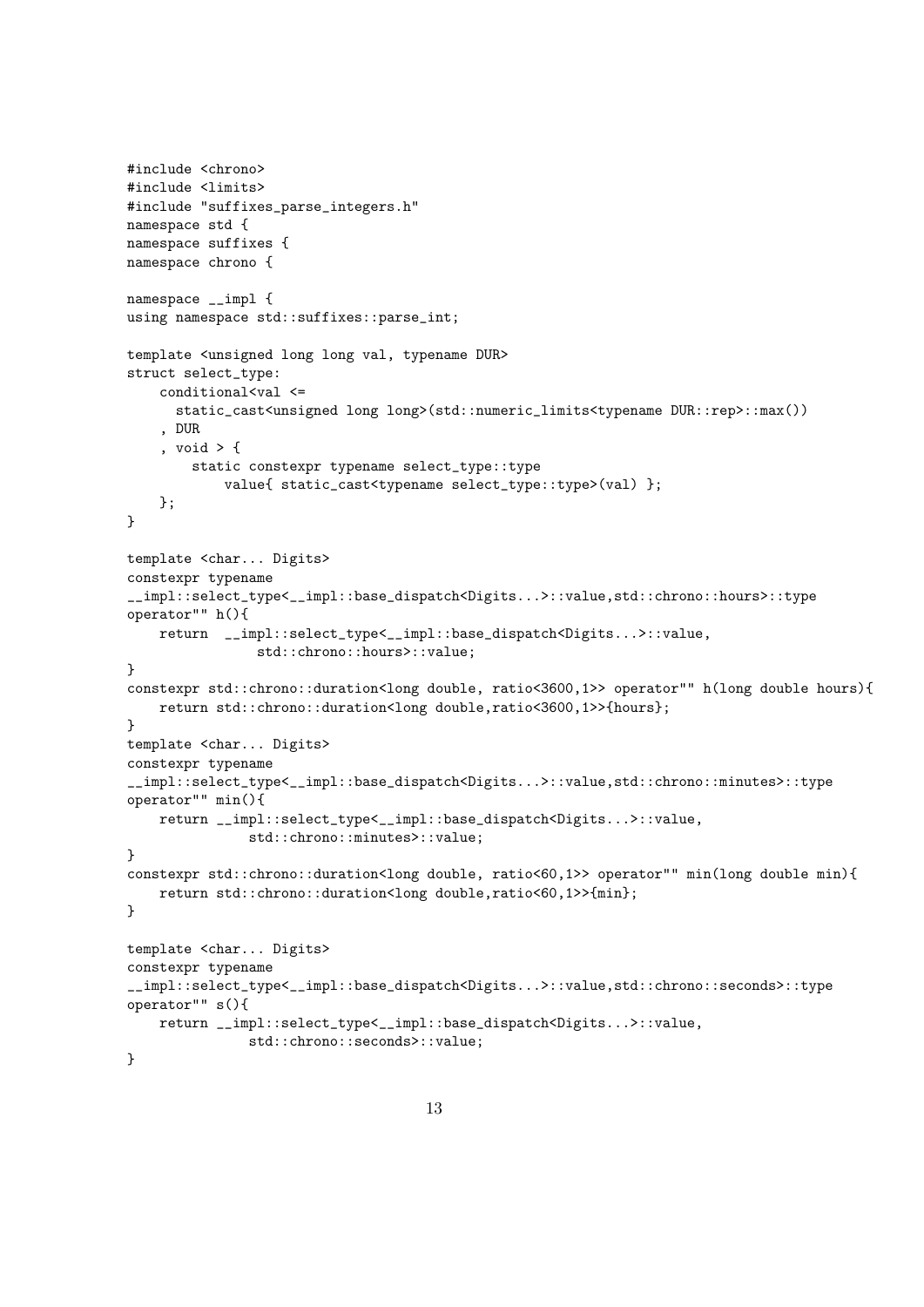```
#include <chrono>
#include <limits>
#include "suffixes_parse_integers.h"
namespace std {
namespace suffixes {
namespace chrono {

namespace __impl {
using namespace std::suffixes::parse_int;

template <unsigned long long val, typename DUR>
struct select_type:
    conditional<val <=
      static_cast<unsigned long long>(std::numeric_limits<typename DUR::rep>::max())
    , DUR
    , void > {
        static constexpr typename select_type::type
            value{ static_cast<typename select_type::type>(val) };
    };
}

template <char... Digits>
constexpr typename
__impl::select_type<__impl::base_dispatch<Digits...>::value,std::chrono::hours>::type
operator"" h(){
    return  __impl::select_type<__impl::base_dispatch<Digits...>::value,
               std::chrono::hours>::value;
}
constexpr std::chrono::duration<long double, ratio<3600,1>> operator"" h(long double hours){
    return std::chrono::duration<long double,ratio<3600,1>>{hours};
}
template <char... Digits>
constexpr typename
__impl::select_type<__impl::base_dispatch<Digits...>::value,std::chrono::minutes>::type
operator"" min(){
    return __impl::select_type<__impl::base_dispatch<Digits...>::value,
              std::chrono::minutes>::value;
}
constexpr std::chrono::duration<long double, ratio<60,1>> operator"" min(long double min){
    return std::chrono::duration<long double,ratio<60,1>>{min};
}

template <char... Digits>
constexpr typename
__impl::select_type<__impl::base_dispatch<Digits...>::value,std::chrono::seconds>::type
operator"" s(){
    return __impl::select_type<__impl::base_dispatch<Digits...>::value,
              std::chrono::seconds>::value;
}
```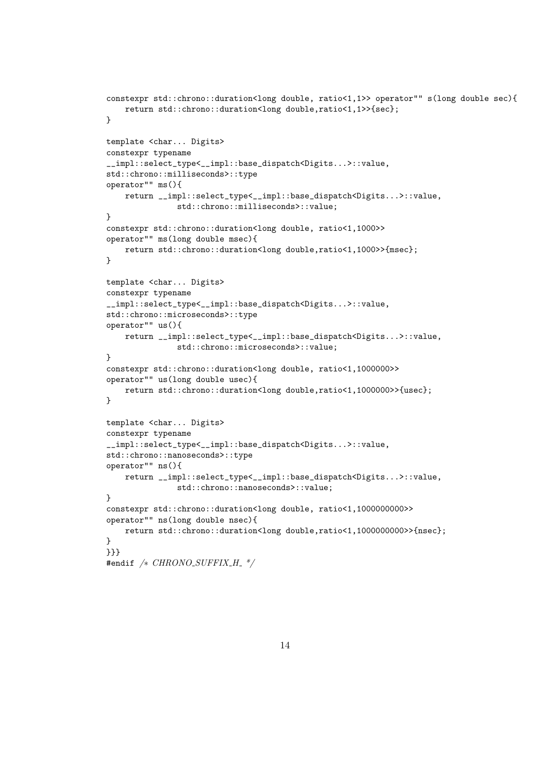```
constexpr std::chrono::duration<long double, ratio<1,1>> operator"" s(long double sec){
    return std::chrono::duration<long double,ratio<1,1>>{sec};
}

template <char... Digits>
constexpr typename
__impl::select_type<__impl::base_dispatch<Digits...>::value,
std::chrono::milliseconds>::type
operator"" ms(){
    return __impl::select_type<__impl::base_dispatch<Digits...>::value,
               std::chrono::milliseconds>::value;
}
constexpr std::chrono::duration<long double, ratio<1,1000>>
operator"" ms(long double msec){
    return std::chrono::duration<long double,ratio<1,1000>>{msec};
}

template <char... Digits>
constexpr typename
__impl::select_type<__impl::base_dispatch<Digits...>::value,
std::chrono::microseconds>::type
operator"" us(){
    return __impl::select_type<__impl::base_dispatch<Digits...>::value,
               std::chrono::microseconds>::value;
}
constexpr std::chrono::duration<long double, ratio<1,1000000>>
operator"" us(long double usec){
    return std::chrono::duration<long double,ratio<1,1000000>>{usec};
}

template <char... Digits>
constexpr typename
__impl::select_type<__impl::base_dispatch<Digits...>::value,
std::chrono::nanoseconds>::type
operator"" ns(){
    return __impl::select_type<__impl::base_dispatch<Digits...>::value,
               std::chrono::nanoseconds>::value;
}
constexpr std::chrono::duration<long double, ratio<1,1000000000>>
operator"" ns(long double nsec){
    return std::chrono::duration<long double,ratio<1,1000000000>>{nsec};
}
}}}
#endif /* CHRONO_SUFFIX_H_ */
```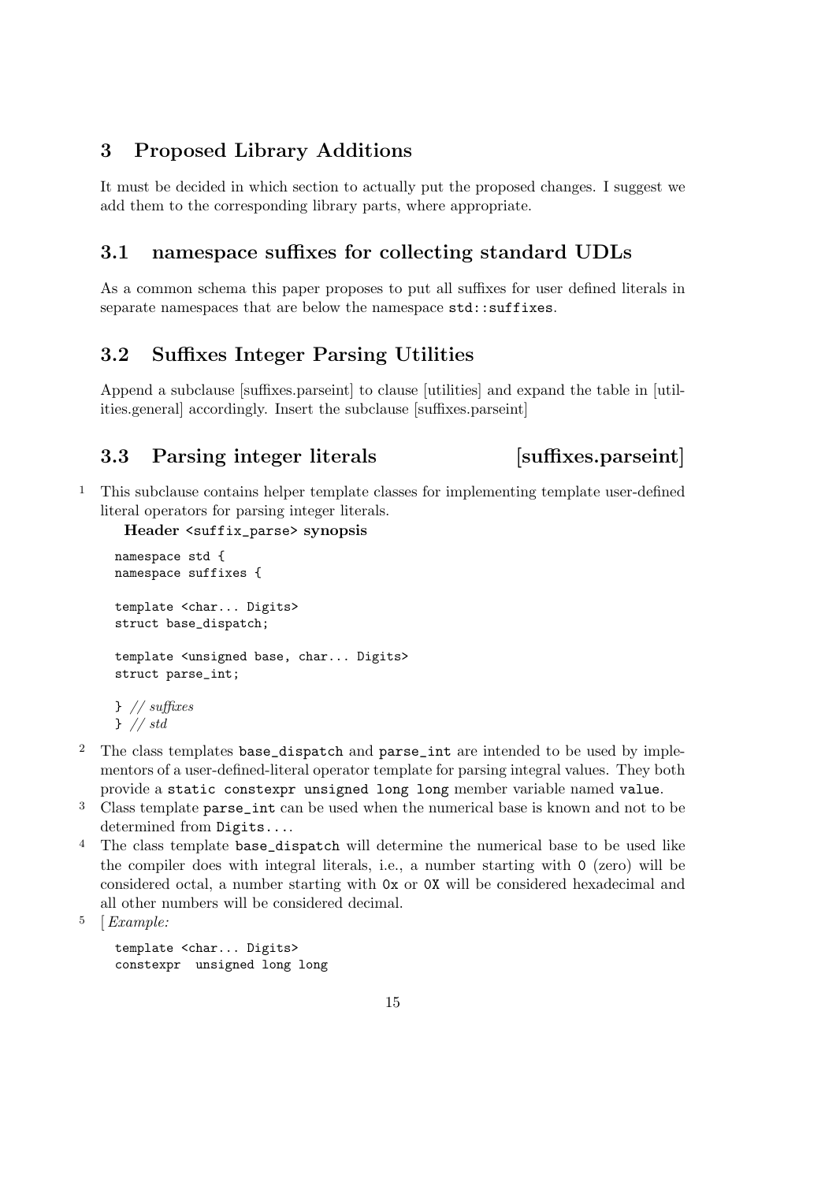## 3 Proposed Library Additions

It must be decided in which section to actually put the proposed changes. I suggest we add them to the corresponding library parts, where appropriate.

### 3.1 namespace suffixes for collecting standard UDLs

As a common schema this paper proposes to put all suffixes for user defined literals in separate namespaces that are below the namespace `std::suffixes`.

### 3.2 Suffixes Integer Parsing Utilities

Append a subclause [suffixes.parseint] to clause [utilities] and expand the table in [utilities.general] accordingly. Insert the subclause [suffixes.parseint]

### 3.3 Parsing integer literals [suffixes.parseint]

1 This subclause contains helper template classes for implementing template user-defined literal operators for parsing integer literals.

**Header `<suffix_parse>` synopsis**

```
namespace std {
namespace suffixes {

template <char... Digits>
struct base_dispatch;

template <unsigned base, char... Digits>
struct parse_int;

} // suffixes
} // std
```

2 The class templates `base_dispatch` and `parse_int` are intended to be used by implementors of a user-defined-literal operator template for parsing integral values. They both provide a `static constexpr unsigned long long` member variable named `value`.

3 Class template `parse_int` can be used when the numerical base is known and not to be determined from `Digits...`.

4 The class template `base_dispatch` will determine the numerical base to be used like the compiler does with integral literals, i.e., a number starting with `0` (zero) will be considered octal, a number starting with `0x` or `0X` will be considered hexadecimal and all other numbers will be considered decimal.

5 [*Example:*

```
template <char... Digits>
constexpr  unsigned long long
```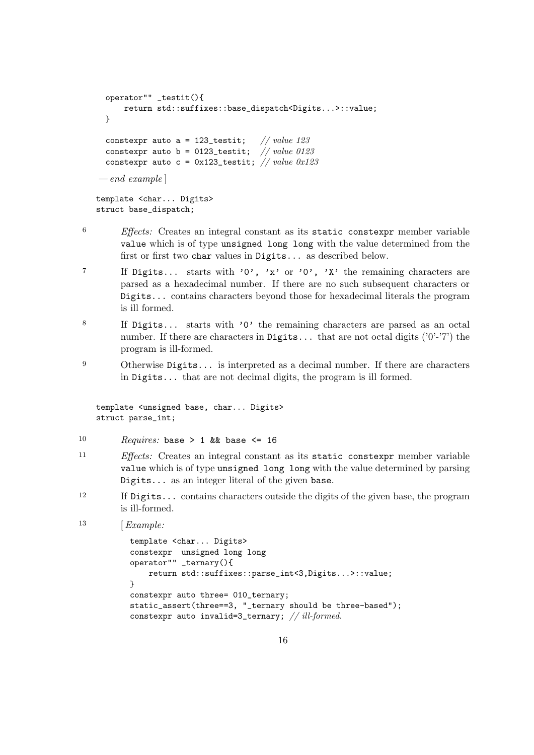```
operator"" _testit(){
    return std::suffixes::base_dispatch<Digits...>::value;
}

constexpr auto a = 123_testit;   // value 123
constexpr auto b = 0123_testit;  // value 0123
constexpr auto c = 0x123_testit; // value 0x123
```

*— end example* ]

```
template <char... Digits>
struct base_dispatch;
```

6 *Effects:* Creates an integral constant as its `static constexpr` member variable `value` which is of type `unsigned long long` with the value determined from the first or first two `char` values in `Digits...` as described below.

7 If `Digits...` starts with `'0', 'x'` or `'0', 'X'` the remaining characters are parsed as a hexadecimal number. If there are no such subsequent characters or `Digits...` contains characters beyond those for hexadecimal literals the program is ill formed.

8 If `Digits...` starts with `'0'` the remaining characters are parsed as an octal number. If there are characters in `Digits...` that are not octal digits ('0'-'7') the program is ill-formed.

9 Otherwise `Digits...` is interpreted as a decimal number. If there are characters in `Digits...` that are not decimal digits, the program is ill formed.

```
template <unsigned base, char... Digits>
struct parse_int;
```

10 *Requires:* `base > 1 && base <= 16`

11 *Effects:* Creates an integral constant as its `static constexpr` member variable `value` which is of type `unsigned long long` with the value determined by parsing `Digits...` as an integer literal of the given `base`.

12 If `Digits...` contains characters outside the digits of the given base, the program is ill-formed.

13 [ *Example:*

```
template <char... Digits>
constexpr  unsigned long long
operator"" _ternary(){
    return std::suffixes::parse_int<3,Digits...>::value;
}
constexpr auto three= 010_ternary;
static_assert(three==3, "_ternary should be three-based");
constexpr auto invalid=3_ternary; // ill-formed.
```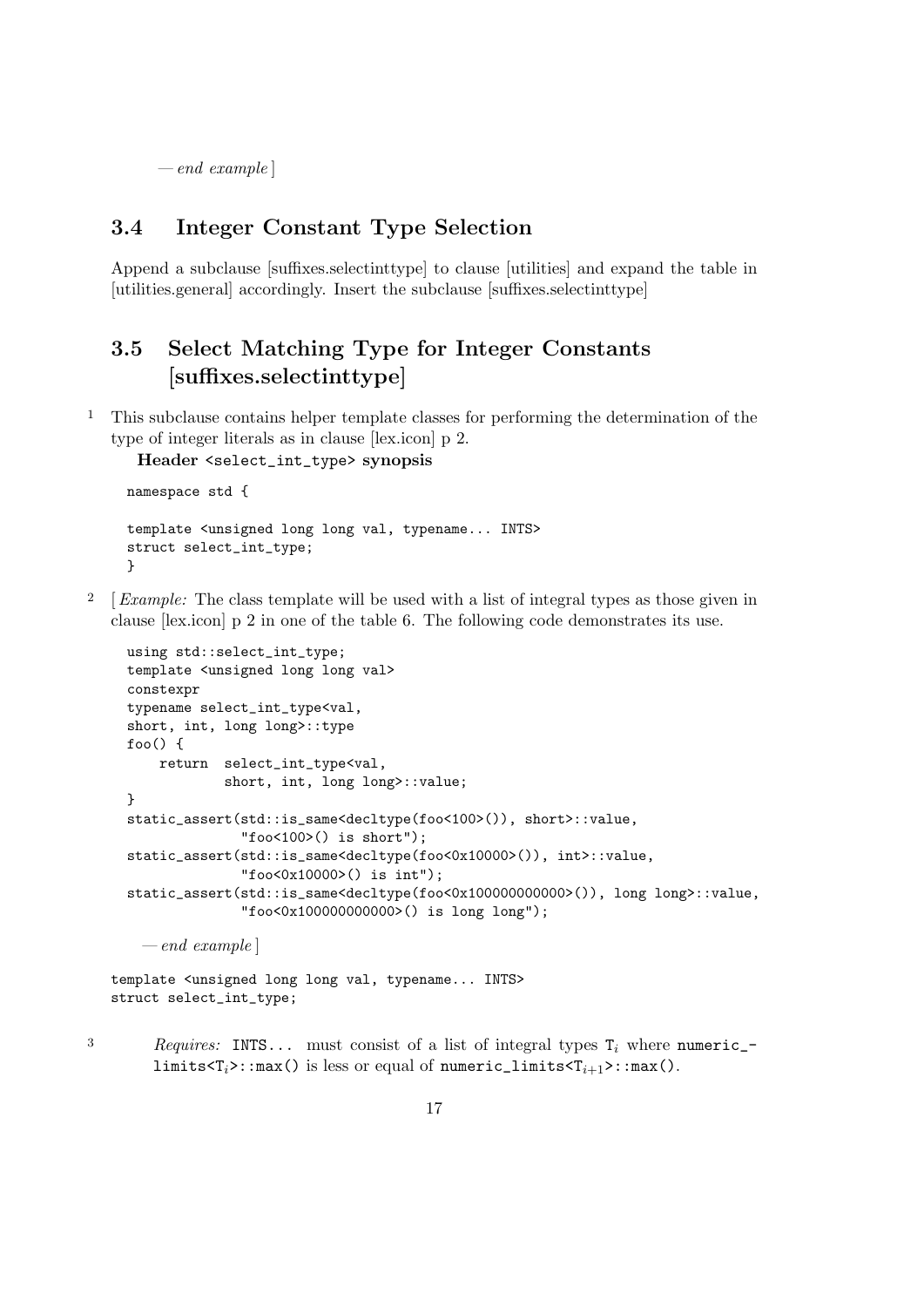— *end example* ]

## 3.4 Integer Constant Type Selection

Append a subclause [suffixes.selectinttype] to clause [utilities] and expand the table in [utilities.general] accordingly. Insert the subclause [suffixes.selectinttype]

## 3.5 Select Matching Type for Integer Constants [suffixes.selectinttype]

1 This subclause contains helper template classes for performing the determination of the type of integer literals as in clause [lex.icon] p 2.

**Header `<select_int_type>` synopsis**

```
namespace std {

template <unsigned long long val, typename... INTS>
struct select_int_type;
}
```

2 [ *Example:* The class template will be used with a list of integral types as those given in clause [lex.icon] p 2 in one of the table 6. The following code demonstrates its use.

```
using std::select_int_type;
template <unsigned long long val>
constexpr
typename select_int_type<val,
short, int, long long>::type
foo() {
    return  select_int_type<val,
            short, int, long long>::value;
}
static_assert(std::is_same<decltype(foo<100>()), short>::value,
              "foo<100>() is short");
static_assert(std::is_same<decltype(foo<0x10000>()), int>::value,
              "foo<0x10000>() is int");
static_assert(std::is_same<decltype(foo<0x100000000000>()), long long>::value,
              "foo<0x100000000000>() is long long");
```

— *end example* ]

```
template <unsigned long long val, typename... INTS>
struct select_int_type;
```

3 *Requires:* `INTS...` must consist of a list of integral types $\texttt{T}_i$ where `numeric_limits<`$\texttt{T}_i$`>::max()` is less or equal of `numeric_limits<`$\texttt{T}_{i+1}$`>::max()`.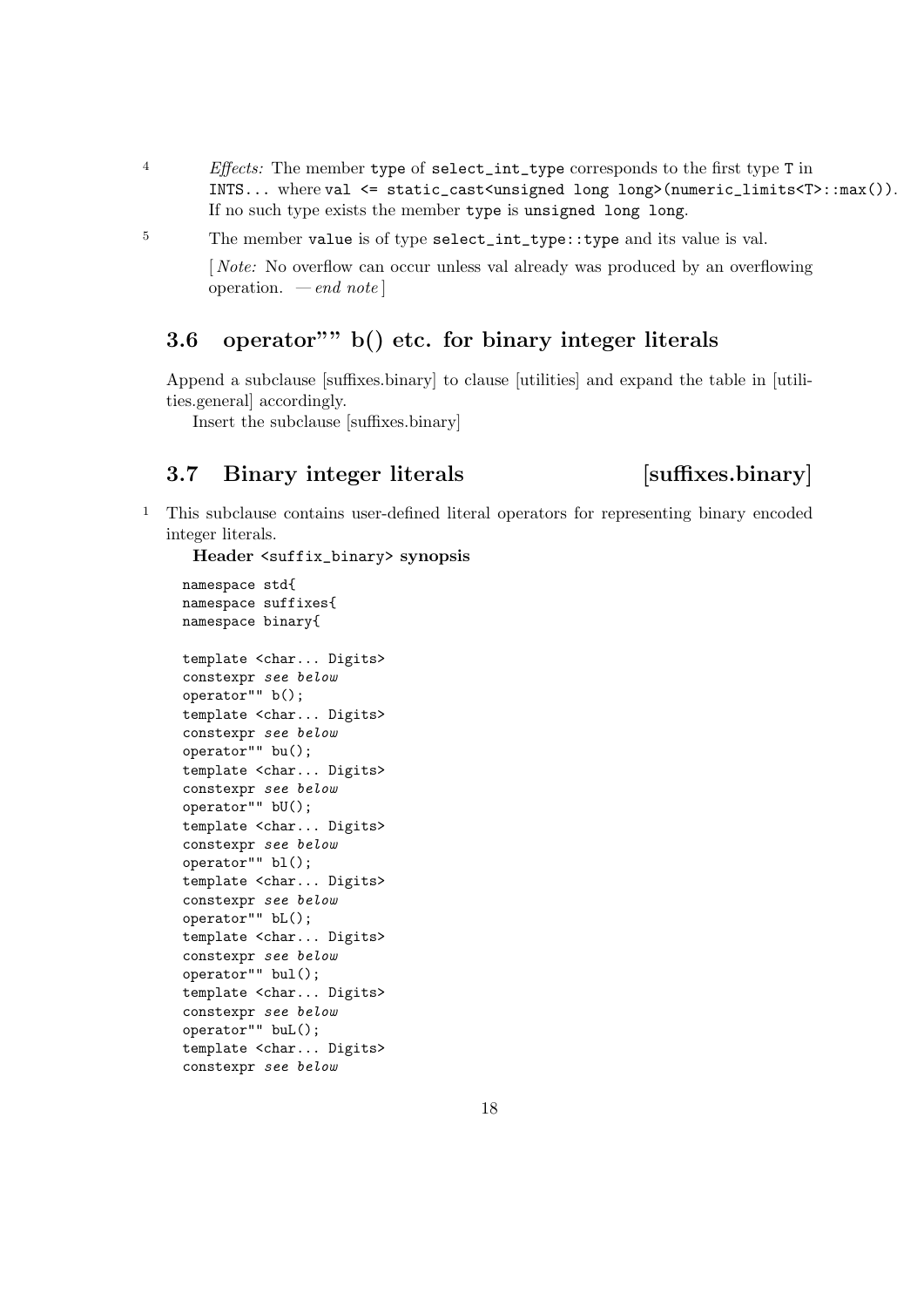4 *Effects:* The member `type` of `select_int_type` corresponds to the first type `T` in `INTS...` where `val <= static_cast<unsigned long long>(numeric_limits<T>::max())`. If no such type exists the member `type` is `unsigned long long`.

5 The member `value` is of type `select_int_type::type` and its value is val.

[ *Note:* No overflow can occur unless val already was produced by an overflowing operation. — *end note* ]

## 3.6 operator"" b() etc. for binary integer literals

Append a subclause [suffixes.binary] to clause [utilities] and expand the table in [utilities.general] accordingly.

Insert the subclause [suffixes.binary]

## 3.7 Binary integer literals [suffixes.binary]

1 This subclause contains user-defined literal operators for representing binary encoded integer literals.

**Header `<suffix_binary>` synopsis**

```
namespace std{
namespace suffixes{
namespace binary{

template <char... Digits>
constexpr see below
operator"" b();
template <char... Digits>
constexpr see below
operator"" bu();
template <char... Digits>
constexpr see below
operator"" bU();
template <char... Digits>
constexpr see below
operator"" bl();
template <char... Digits>
constexpr see below
operator"" bL();
template <char... Digits>
constexpr see below
operator"" bul();
template <char... Digits>
constexpr see below
operator"" buL();
template <char... Digits>
constexpr see below
```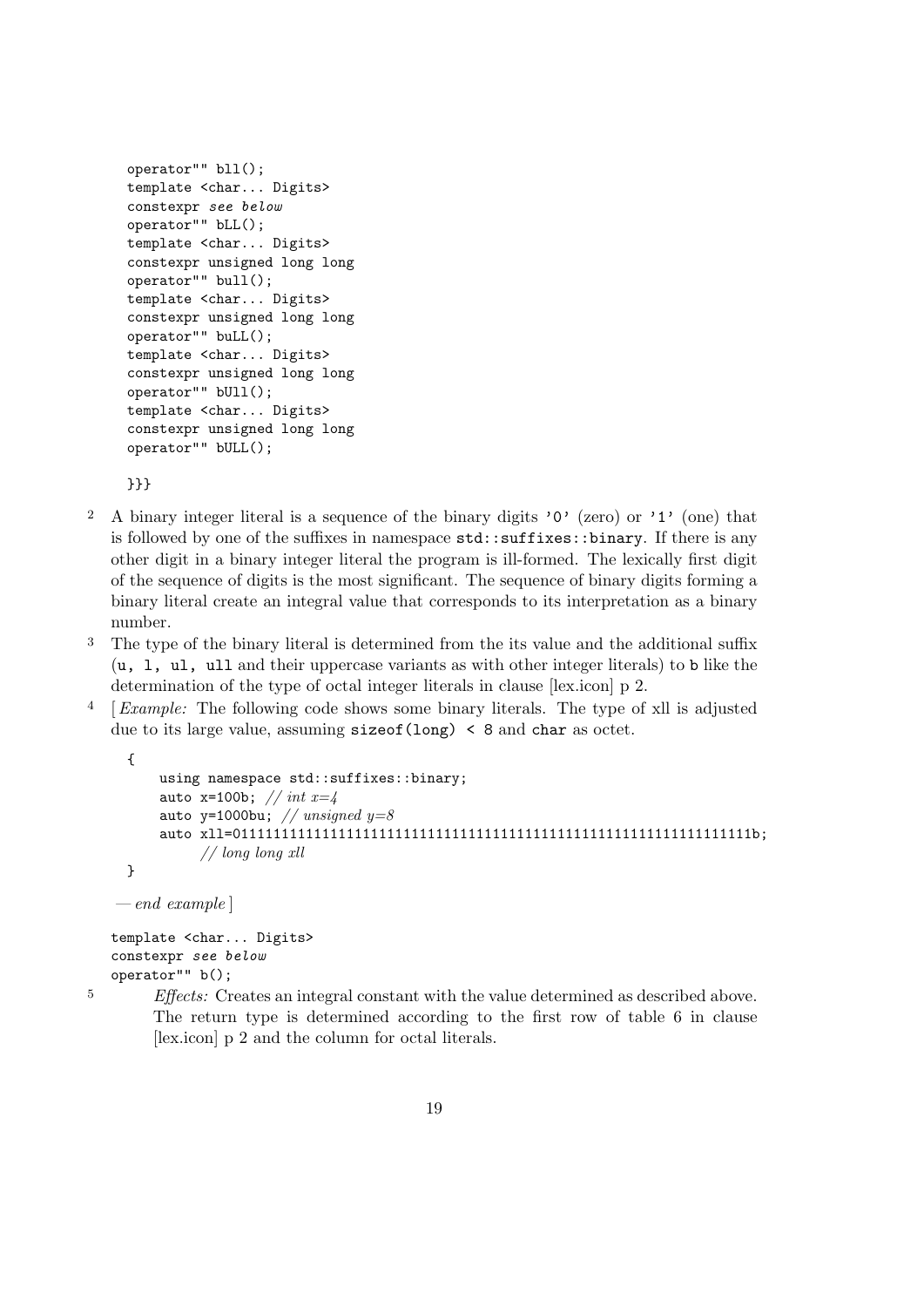```
operator"" bll();
template <char... Digits>
constexpr see below
operator"" bLL();
template <char... Digits>
constexpr unsigned long long
operator"" bull();
template <char... Digits>
constexpr unsigned long long
operator"" buLL();
template <char... Digits>
constexpr unsigned long long
operator"" bUll();
template <char... Digits>
constexpr unsigned long long
operator"" bULL();

}}}
```

2 A binary integer literal is a sequence of the binary digits `'0'` (zero) or `'1'` (one) that is followed by one of the suffixes in namespace `std::suffixes::binary`. If there is any other digit in a binary integer literal the program is ill-formed. The lexically first digit of the sequence of digits is the most significant. The sequence of binary digits forming a binary literal create an integral value that corresponds to its interpretation as a binary number.

3 The type of the binary literal is determined from the its value and the additional suffix (`u, l, ul, ull` and their uppercase variants as with other integer literals) to `b` like the determination of the type of octal integer literals in clause [lex.icon] p 2.

4 [ *Example:* The following code shows some binary literals. The type of xll is adjusted due to its large value, assuming `sizeof(long) < 8` and `char` as octet.

```
{
    using namespace std::suffixes::binary;
    auto x=100b; // int x=4
    auto y=1000bu; // unsigned y=8
    auto xll=0111111111111111111111111111111111111111111111111111111111111111b;
        // long long xll
}
```

— *end example* ]

```
template <char... Digits>
constexpr see below
operator"" b();
```

5 *Effects:* Creates an integral constant with the value determined as described above. The return type is determined according to the first row of table 6 in clause [lex.icon] p 2 and the column for octal literals.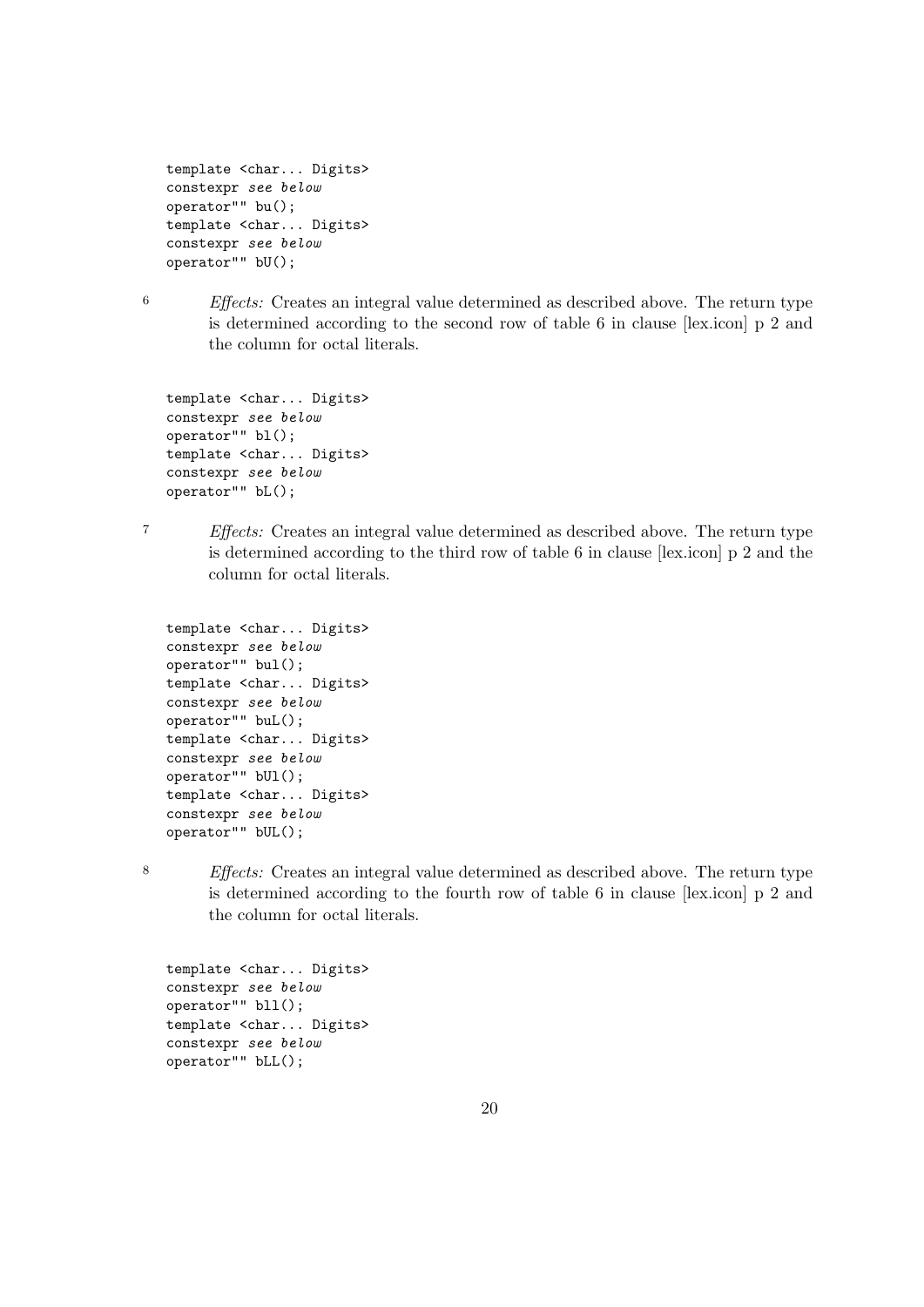```
template <char... Digits>
constexpr see below
operator"" bu();
template <char... Digits>
constexpr see below
operator"" bU();
```

6 *Effects:* Creates an integral value determined as described above. The return type is determined according to the second row of table 6 in clause [lex.icon] p 2 and the column for octal literals.

```
template <char... Digits>
constexpr see below
operator"" bl();
template <char... Digits>
constexpr see below
operator"" bL();
```

7 *Effects:* Creates an integral value determined as described above. The return type is determined according to the third row of table 6 in clause [lex.icon] p 2 and the column for octal literals.

```
template <char... Digits>
constexpr see below
operator"" bul();
template <char... Digits>
constexpr see below
operator"" buL();
template <char... Digits>
constexpr see below
operator"" bUl();
template <char... Digits>
constexpr see below
operator"" bUL();
```

8 *Effects:* Creates an integral value determined as described above. The return type is determined according to the fourth row of table 6 in clause [lex.icon] p 2 and the column for octal literals.

```
template <char... Digits>
constexpr see below
operator"" bll();
template <char... Digits>
constexpr see below
operator"" bLL();
```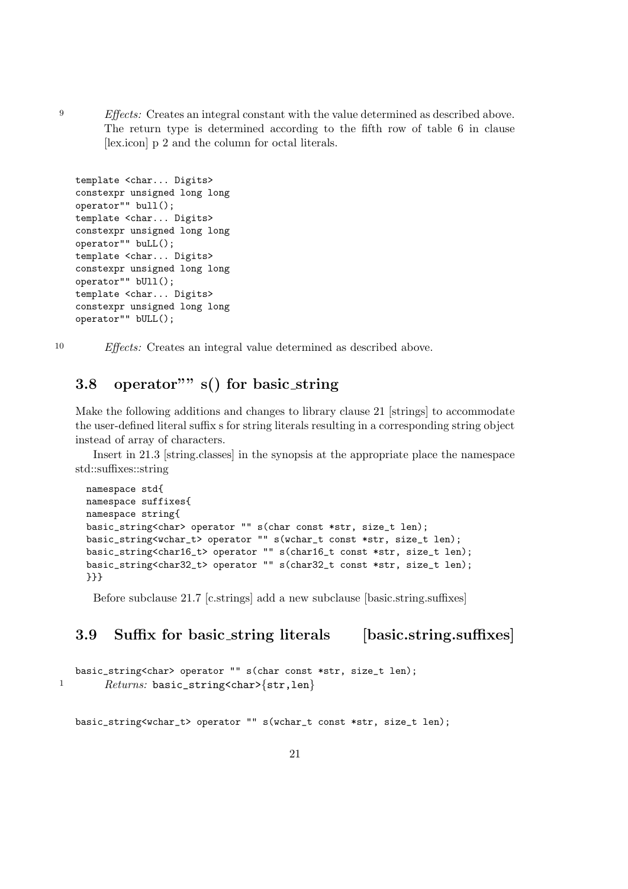9 *Effects:* Creates an integral constant with the value determined as described above. The return type is determined according to the fifth row of table 6 in clause [lex.icon] p 2 and the column for octal literals.

```
template <char... Digits>
constexpr unsigned long long
operator"" bull();
template <char... Digits>
constexpr unsigned long long
operator"" buLL();
template <char... Digits>
constexpr unsigned long long
operator"" bUll();
template <char... Digits>
constexpr unsigned long long
operator"" bULL();
```

10 *Effects:* Creates an integral value determined as described above.

## 3.8 operator"" s() for basic_string

Make the following additions and changes to library clause 21 [strings] to accommodate the user-defined literal suffix s for string literals resulting in a corresponding string object instead of array of characters.

Insert in 21.3 [string.classes] in the synopsis at the appropriate place the namespace std::suffixes::string

```
namespace std{
namespace suffixes{
namespace string{
basic_string<char> operator "" s(char const *str, size_t len);
basic_string<wchar_t> operator "" s(wchar_t const *str, size_t len);
basic_string<char16_t> operator "" s(char16_t const *str, size_t len);
basic_string<char32_t> operator "" s(char32_t const *str, size_t len);
}}}
```

Before subclause 21.7 [c.strings] add a new subclause [basic.string.suffixes]

## 3.9 Suffix for basic_string literals [basic.string.suffixes]

```
basic_string<char> operator "" s(char const *str, size_t len);
```

1 *Returns:* `basic_string<char>{str,len}`

```
basic_string<wchar_t> operator "" s(wchar_t const *str, size_t len);
```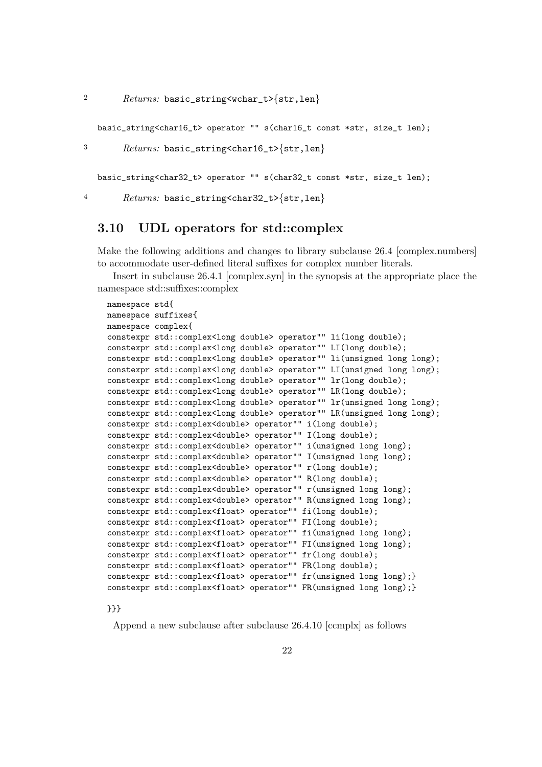2 *Returns:* `basic_string<wchar_t>{str,len}`

```
basic_string<char16_t> operator "" s(char16_t const *str, size_t len);
```

3 *Returns:* `basic_string<char16_t>{str,len}`

```
basic_string<char32_t> operator "" s(char32_t const *str, size_t len);
```

4 *Returns:* `basic_string<char32_t>{str,len}`

## 3.10 UDL operators for std::complex

Make the following additions and changes to library subclause 26.4 [complex.numbers] to accommodate user-defined literal suffixes for complex number literals.

Insert in subclause 26.4.1 [complex.syn] in the synopsis at the appropriate place the namespace std::suffixes::complex

```
namespace std{
namespace suffixes{
namespace complex{
constexpr std::complex<long double> operator"" li(long double);
constexpr std::complex<long double> operator"" LI(long double);
constexpr std::complex<long double> operator"" li(unsigned long long);
constexpr std::complex<long double> operator"" LI(unsigned long long);
constexpr std::complex<long double> operator"" lr(long double);
constexpr std::complex<long double> operator"" LR(long double);
constexpr std::complex<long double> operator"" lr(unsigned long long);
constexpr std::complex<long double> operator"" LR(unsigned long long);
constexpr std::complex<double> operator"" i(long double);
constexpr std::complex<double> operator"" I(long double);
constexpr std::complex<double> operator"" i(unsigned long long);
constexpr std::complex<double> operator"" I(unsigned long long);
constexpr std::complex<double> operator"" r(long double);
constexpr std::complex<double> operator"" R(long double);
constexpr std::complex<double> operator"" r(unsigned long long);
constexpr std::complex<double> operator"" R(unsigned long long);
constexpr std::complex<float> operator"" fi(long double);
constexpr std::complex<float> operator"" FI(long double);
constexpr std::complex<float> operator"" fi(unsigned long long);
constexpr std::complex<float> operator"" FI(unsigned long long);
constexpr std::complex<float> operator"" fr(long double);
constexpr std::complex<float> operator"" FR(long double);
constexpr std::complex<float> operator"" fr(unsigned long long);}
constexpr std::complex<float> operator"" FR(unsigned long long);}

}}}
```

Append a new subclause after subclause 26.4.10 [ccmplx] as follows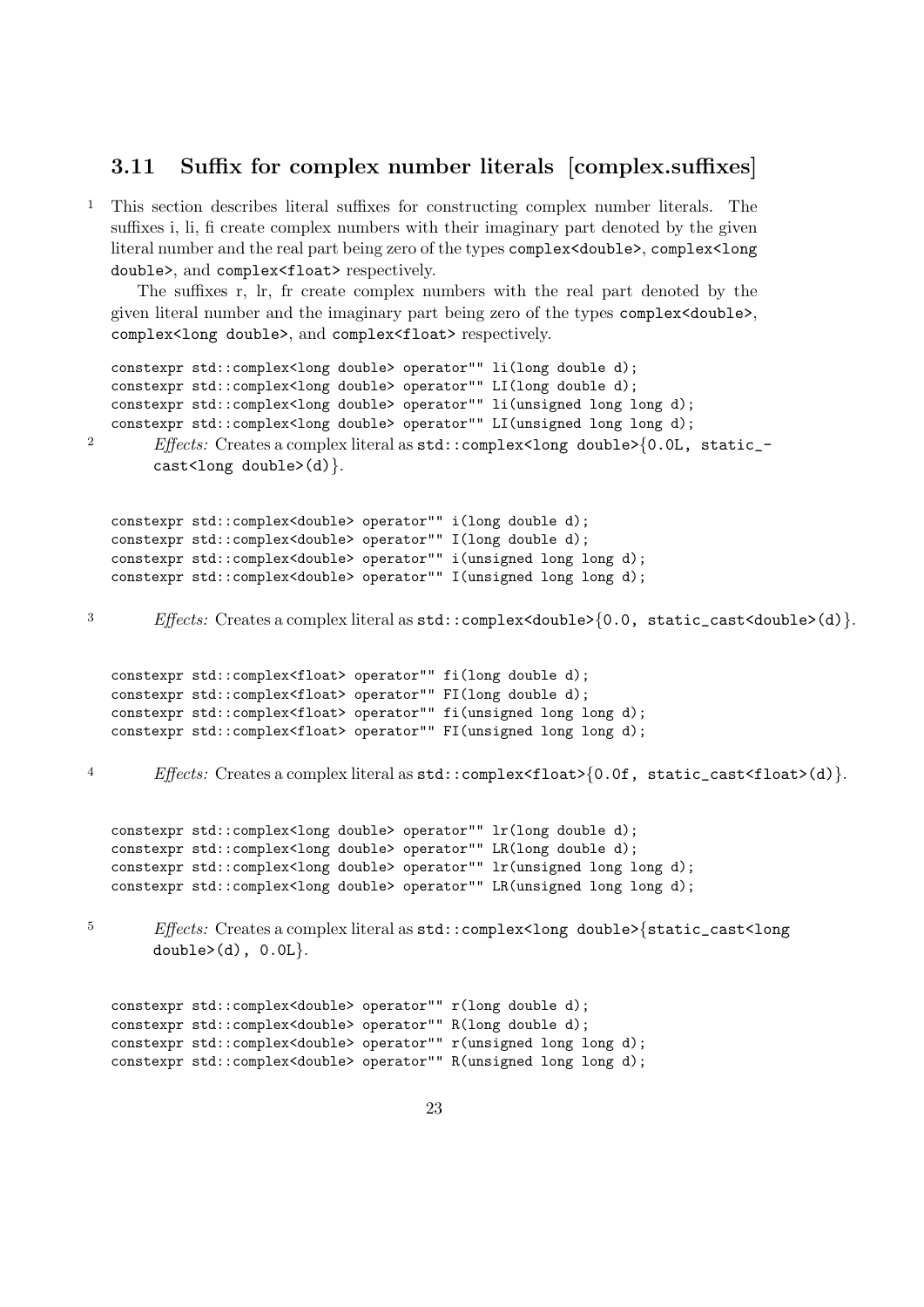## 3.11 Suffix for complex number literals [complex.suffixes]

1 This section describes literal suffixes for constructing complex number literals. The suffixes i, li, fi create complex numbers with their imaginary part denoted by the given literal number and the real part being zero of the types `complex<double>`, `complex<long double>`, and `complex<float>` respectively.

The suffixes r, lr, fr create complex numbers with the real part denoted by the given literal number and the imaginary part being zero of the types `complex<double>`, `complex<long double>`, and `complex<float>` respectively.

```
constexpr std::complex<long double> operator"" li(long double d);
constexpr std::complex<long double> operator"" LI(long double d);
constexpr std::complex<long double> operator"" li(unsigned long long d);
constexpr std::complex<long double> operator"" LI(unsigned long long d);
```

2 *Effects:* Creates a complex literal as `std::complex<long double>{0.0L, static_cast<long double>(d)}`.

```
constexpr std::complex<double> operator"" i(long double d);
constexpr std::complex<double> operator"" I(long double d);
constexpr std::complex<double> operator"" i(unsigned long long d);
constexpr std::complex<double> operator"" I(unsigned long long d);
```

3 *Effects:* Creates a complex literal as `std::complex<double>{0.0, static_cast<double>(d)}`.

```
constexpr std::complex<float> operator"" fi(long double d);
constexpr std::complex<float> operator"" FI(long double d);
constexpr std::complex<float> operator"" fi(unsigned long long d);
constexpr std::complex<float> operator"" FI(unsigned long long d);
```

4 *Effects:* Creates a complex literal as `std::complex<float>{0.0f, static_cast<float>(d)}`.

```
constexpr std::complex<long double> operator"" lr(long double d);
constexpr std::complex<long double> operator"" LR(long double d);
constexpr std::complex<long double> operator"" lr(unsigned long long d);
constexpr std::complex<long double> operator"" LR(unsigned long long d);
```

5 *Effects:* Creates a complex literal as `std::complex<long double>{static_cast<long double>(d), 0.0L}`.

```
constexpr std::complex<double> operator"" r(long double d);
constexpr std::complex<double> operator"" R(long double d);
constexpr std::complex<double> operator"" r(unsigned long long d);
constexpr std::complex<double> operator"" R(unsigned long long d);
```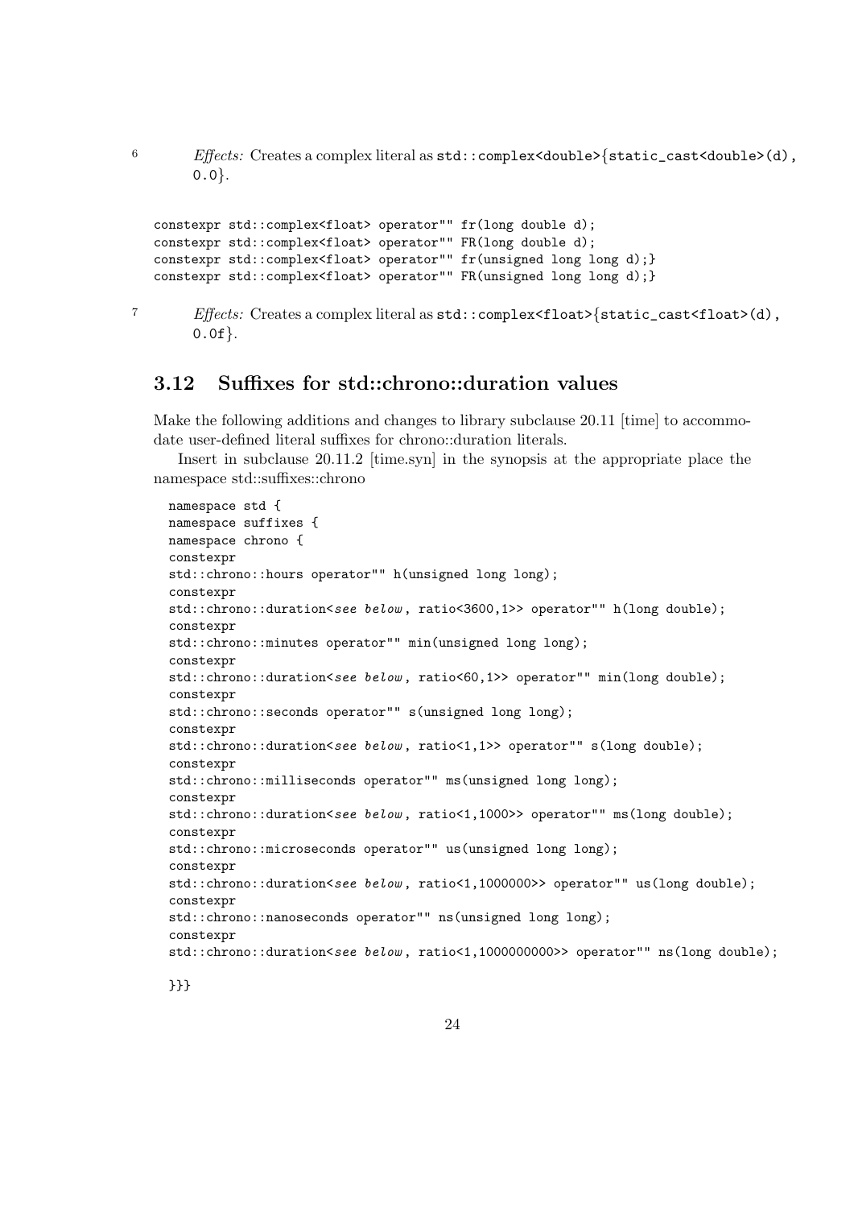6 *Effects:* Creates a complex literal as `std::complex<double>{static_cast<double>(d), 0.0}`.

```
constexpr std::complex<float> operator"" fr(long double d);
constexpr std::complex<float> operator"" FR(long double d);
constexpr std::complex<float> operator"" fr(unsigned long long d);}
constexpr std::complex<float> operator"" FR(unsigned long long d);}
```

7 *Effects:* Creates a complex literal as `std::complex<float>{static_cast<float>(d), 0.0f}`.

## 3.12 Suffixes for std::chrono::duration values

Make the following additions and changes to library subclause 20.11 [time] to accommodate user-defined literal suffixes for chrono::duration literals.

Insert in subclause 20.11.2 [time.syn] in the synopsis at the appropriate place the namespace std::suffixes::chrono

```
namespace std {
namespace suffixes {
namespace chrono {
constexpr
std::chrono::hours operator"" h(unsigned long long);
constexpr
std::chrono::duration<see below, ratio<3600,1>> operator"" h(long double);
constexpr
std::chrono::minutes operator"" min(unsigned long long);
constexpr
std::chrono::duration<see below, ratio<60,1>> operator"" min(long double);
constexpr
std::chrono::seconds operator"" s(unsigned long long);
constexpr
std::chrono::duration<see below, ratio<1,1>> operator"" s(long double);
constexpr
std::chrono::milliseconds operator"" ms(unsigned long long);
constexpr
std::chrono::duration<see below, ratio<1,1000>> operator"" ms(long double);
constexpr
std::chrono::microseconds operator"" us(unsigned long long);
constexpr
std::chrono::duration<see below, ratio<1,1000000>> operator"" us(long double);
constexpr
std::chrono::nanoseconds operator"" ns(unsigned long long);
constexpr
std::chrono::duration<see below, ratio<1,1000000000>> operator"" ns(long double);

}}}
```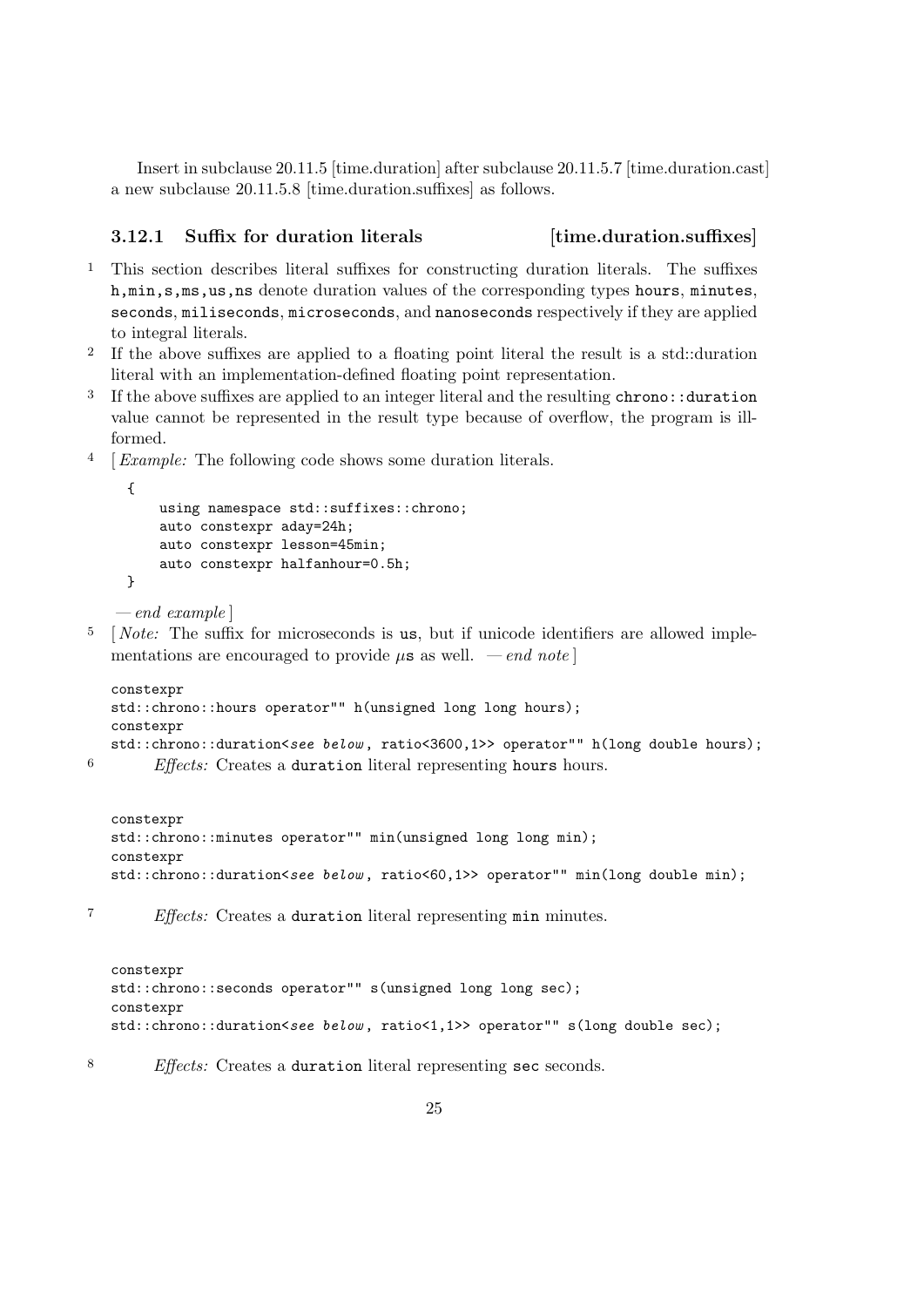Insert in subclause 20.11.5 [time.duration] after subclause 20.11.5.7 [time.duration.cast] a new subclause 20.11.5.8 [time.duration.suffixes] as follows.

### 3.12.1 Suffix for duration literals [time.duration.suffixes]

1 This section describes literal suffixes for constructing duration literals. The suffixes `h,min,s,ms,us,ns` denote duration values of the corresponding types `hours`, `minutes`, `seconds`, `miliseconds`, `microseconds`, and `nanoseconds` respectively if they are applied to integral literals.

2 If the above suffixes are applied to a floating point literal the result is a std::duration literal with an implementation-defined floating point representation.

3 If the above suffixes are applied to an integer literal and the resulting `chrono::duration` value cannot be represented in the result type because of overflow, the program is ill-formed.

4 [ *Example:* The following code shows some duration literals.

```
{
    using namespace std::suffixes::chrono;
    auto constexpr aday=24h;
    auto constexpr lesson=45min;
    auto constexpr halfanhour=0.5h;
}
```

*— end example* ]

5 [ *Note:* The suffix for microseconds is `us`, but if unicode identifiers are allowed implementations are encouraged to provide $\mu$`s` as well. *— end note* ]

```
constexpr
std::chrono::hours operator"" h(unsigned long long hours);
constexpr
std::chrono::duration<see below, ratio<3600,1>> operator"" h(long double hours);
```

6 *Effects:* Creates a `duration` literal representing `hours` hours.

```
constexpr
std::chrono::minutes operator"" min(unsigned long long min);
constexpr
std::chrono::duration<see below, ratio<60,1>> operator"" min(long double min);
```

7 *Effects:* Creates a `duration` literal representing `min` minutes.

```
constexpr
std::chrono::seconds operator"" s(unsigned long long sec);
constexpr
std::chrono::duration<see below, ratio<1,1>> operator"" s(long double sec);
```

8 *Effects:* Creates a `duration` literal representing `sec` seconds.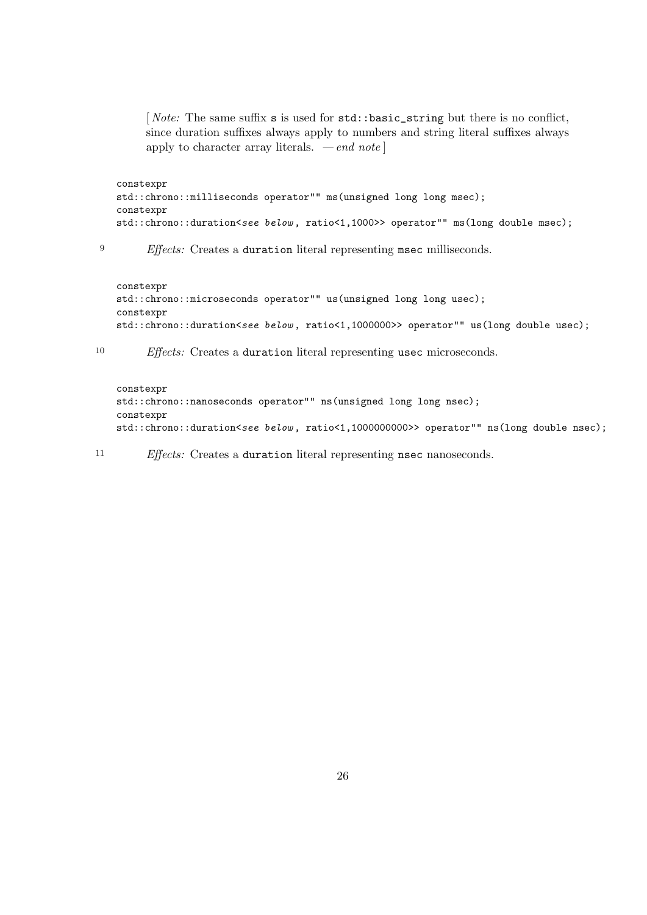[*Note:* The same suffix `s` is used for `std::basic_string` but there is no conflict, since duration suffixes always apply to numbers and string literal suffixes always apply to character array literals. — *end note*]

```
constexpr
std::chrono::milliseconds operator"" ms(unsigned long long msec);
constexpr
std::chrono::duration<see below, ratio<1,1000>> operator"" ms(long double msec);
```

9 *Effects:* Creates a `duration` literal representing `msec` milliseconds.

```
constexpr
std::chrono::microseconds operator"" us(unsigned long long usec);
constexpr
std::chrono::duration<see below, ratio<1,1000000>> operator"" us(long double usec);
```

10 *Effects:* Creates a `duration` literal representing `usec` microseconds.

```
constexpr
std::chrono::nanoseconds operator"" ns(unsigned long long nsec);
constexpr
std::chrono::duration<see below, ratio<1,1000000000>> operator"" ns(long double nsec);
```

11 *Effects:* Creates a `duration` literal representing `nsec` nanoseconds.